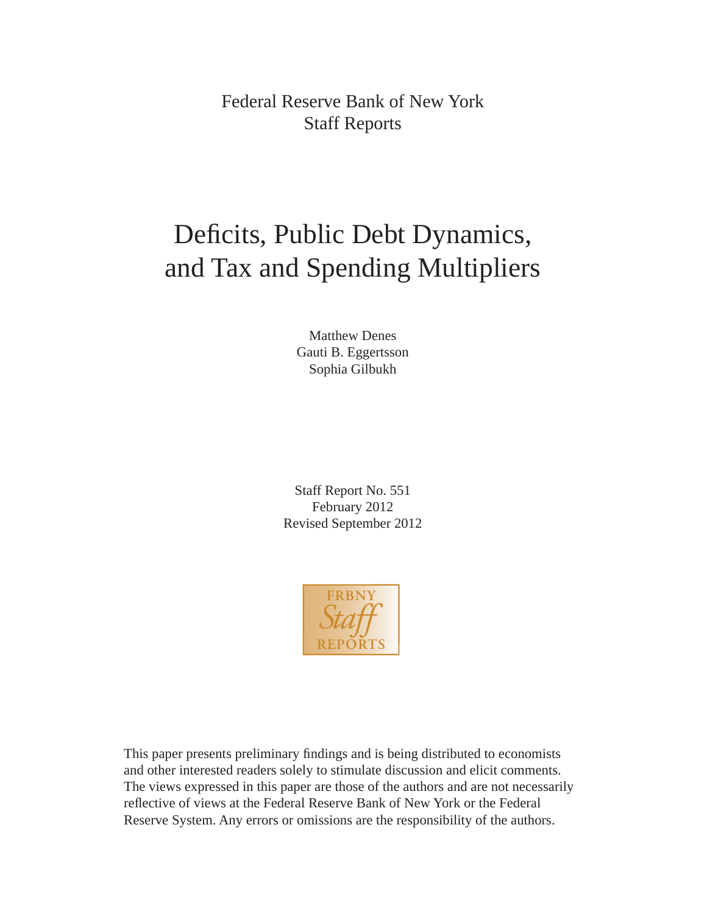Federal Reserve Bank of New York
Staff Reports

# Deficits, Public Debt Dynamics, and Tax and Spending Multipliers

Matthew Denes
Gauti B. Eggertsson
Sophia Gilbukh

Staff Report No. 551
February 2012
Revised September 2012

FRBNY Staff REPORTS

This paper presents preliminary findings and is being distributed to economists and other interested readers solely to stimulate discussion and elicit comments. The views expressed in this paper are those of the authors and are not necessarily reflective of views at the Federal Reserve Bank of New York or the Federal Reserve System. Any errors or omissions are the responsibility of the authors.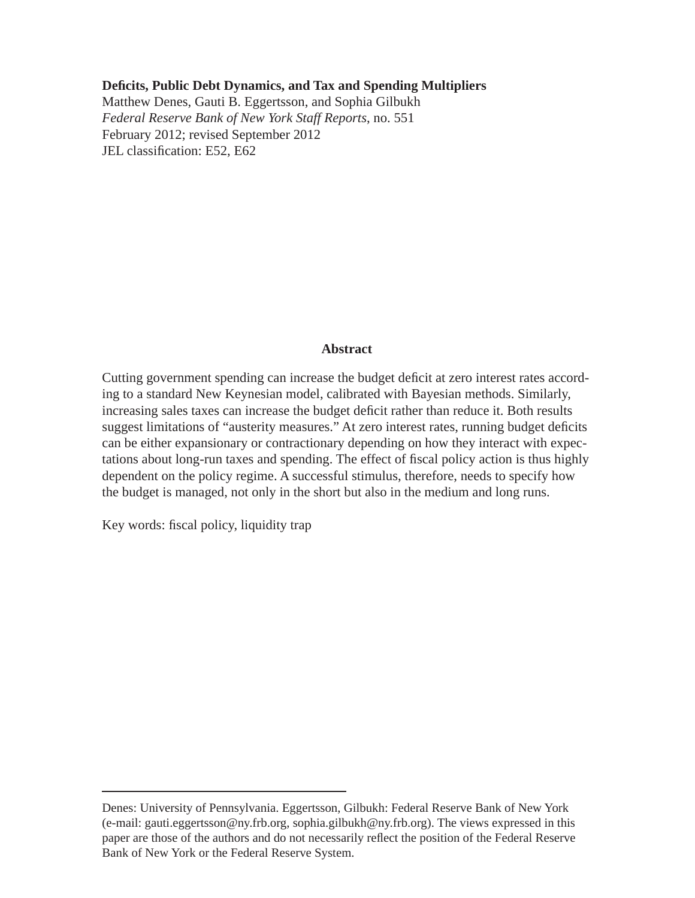**Deficits, Public Debt Dynamics, and Tax and Spending Multipliers**
Matthew Denes, Gauti B. Eggertsson, and Sophia Gilbukh
*Federal Reserve Bank of New York Staff Reports*, no. 551
February 2012; revised September 2012
JEL classification: E52, E62

## Abstract

Cutting government spending can increase the budget deficit at zero interest rates according to a standard New Keynesian model, calibrated with Bayesian methods. Similarly, increasing sales taxes can increase the budget deficit rather than reduce it. Both results suggest limitations of "austerity measures." At zero interest rates, running budget deficits can be either expansionary or contractionary depending on how they interact with expectations about long-run taxes and spending. The effect of fiscal policy action is thus highly dependent on the policy regime. A successful stimulus, therefore, needs to specify how the budget is managed, not only in the short but also in the medium and long runs.

Key words: fiscal policy, liquidity trap

---

Denes: University of Pennsylvania. Eggertsson, Gilbukh: Federal Reserve Bank of New York (e-mail: gauti.eggertsson@ny.frb.org, sophia.gilbukh@ny.frb.org). The views expressed in this paper are those of the authors and do not necessarily reflect the position of the Federal Reserve Bank of New York or the Federal Reserve System.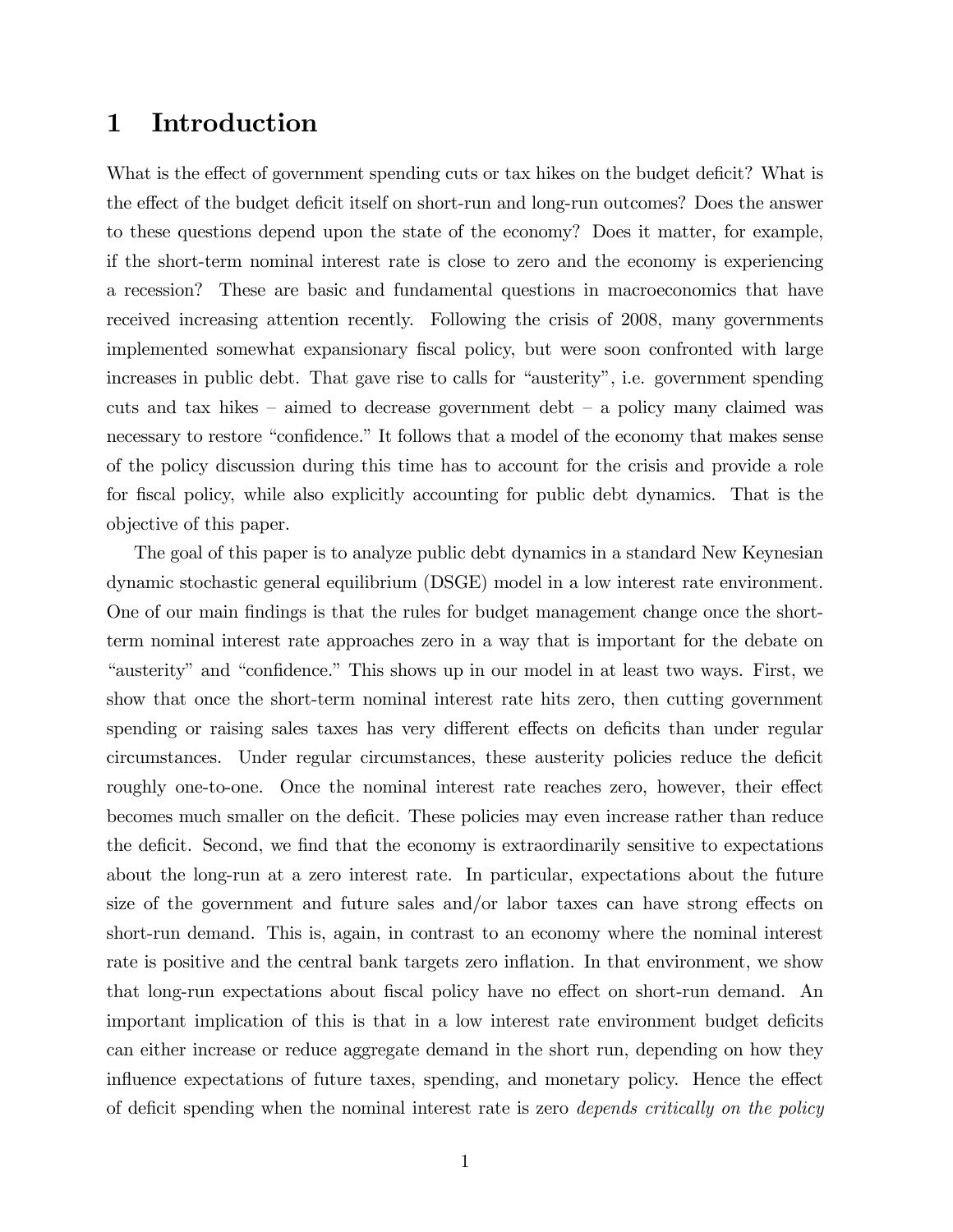# 1 Introduction

What is the effect of government spending cuts or tax hikes on the budget deficit? What is the effect of the budget deficit itself on short-run and long-run outcomes? Does the answer to these questions depend upon the state of the economy? Does it matter, for example, if the short-term nominal interest rate is close to zero and the economy is experiencing a recession? These are basic and fundamental questions in macroeconomics that have received increasing attention recently. Following the crisis of 2008, many governments implemented somewhat expansionary fiscal policy, but were soon confronted with large increases in public debt. That gave rise to calls for "austerity", i.e. government spending cuts and tax hikes – aimed to decrease government debt – a policy many claimed was necessary to restore "confidence." It follows that a model of the economy that makes sense of the policy discussion during this time has to account for the crisis and provide a role for fiscal policy, while also explicitly accounting for public debt dynamics. That is the objective of this paper.

The goal of this paper is to analyze public debt dynamics in a standard New Keynesian dynamic stochastic general equilibrium (DSGE) model in a low interest rate environment. One of our main findings is that the rules for budget management change once the short-term nominal interest rate approaches zero in a way that is important for the debate on "austerity" and "confidence." This shows up in our model in at least two ways. First, we show that once the short-term nominal interest rate hits zero, then cutting government spending or raising sales taxes has very different effects on deficits than under regular circumstances. Under regular circumstances, these austerity policies reduce the deficit roughly one-to-one. Once the nominal interest rate reaches zero, however, their effect becomes much smaller on the deficit. These policies may even increase rather than reduce the deficit. Second, we find that the economy is extraordinarily sensitive to expectations about the long-run at a zero interest rate. In particular, expectations about the future size of the government and future sales and/or labor taxes can have strong effects on short-run demand. This is, again, in contrast to an economy where the nominal interest rate is positive and the central bank targets zero inflation. In that environment, we show that long-run expectations about fiscal policy have no effect on short-run demand. An important implication of this is that in a low interest rate environment budget deficits can either increase or reduce aggregate demand in the short run, depending on how they influence expectations of future taxes, spending, and monetary policy. Hence the effect of deficit spending when the nominal interest rate is zero *depends critically on the policy*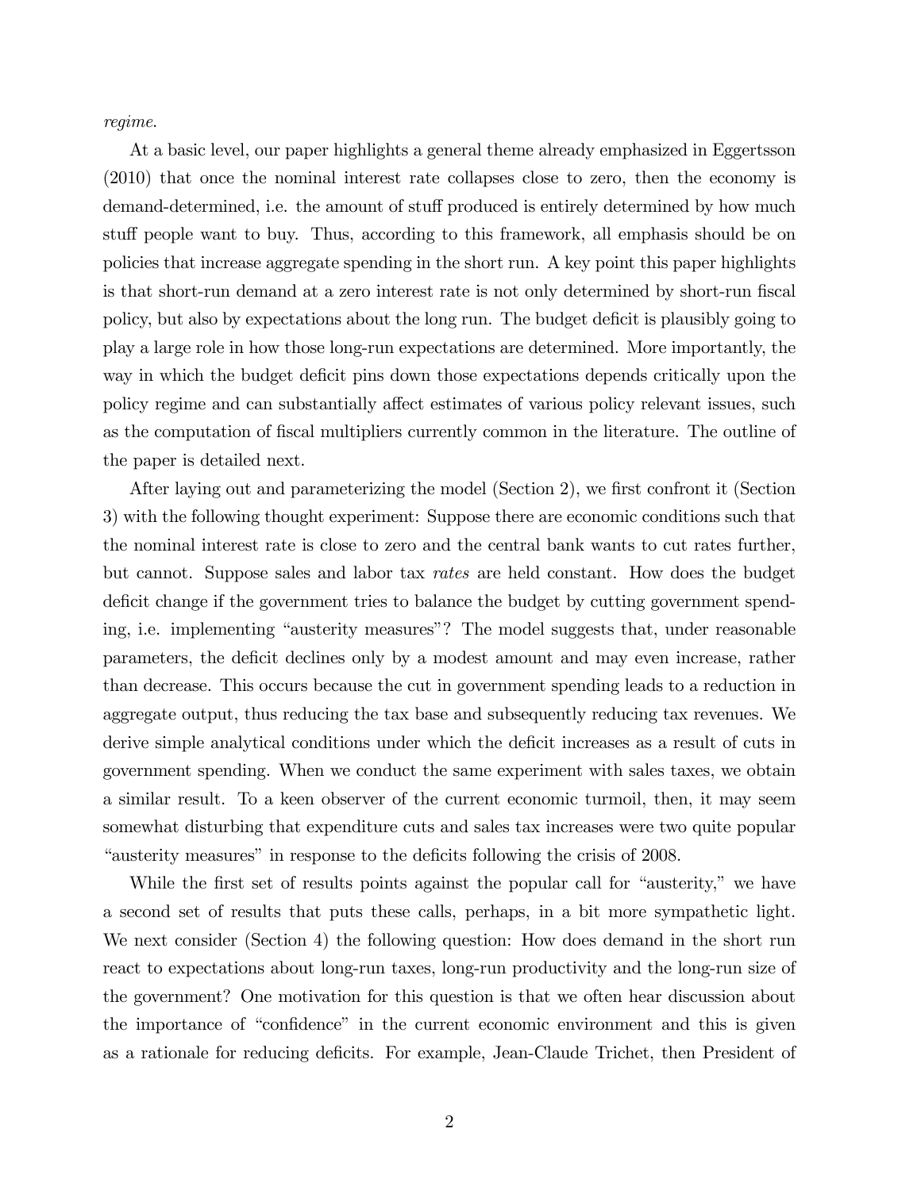*regime*.

At a basic level, our paper highlights a general theme already emphasized in Eggertsson (2010) that once the nominal interest rate collapses close to zero, then the economy is demand-determined, i.e. the amount of stuff produced is entirely determined by how much stuff people want to buy. Thus, according to this framework, all emphasis should be on policies that increase aggregate spending in the short run. A key point this paper highlights is that short-run demand at a zero interest rate is not only determined by short-run fiscal policy, but also by expectations about the long run. The budget deficit is plausibly going to play a large role in how those long-run expectations are determined. More importantly, the way in which the budget deficit pins down those expectations depends critically upon the policy regime and can substantially affect estimates of various policy relevant issues, such as the computation of fiscal multipliers currently common in the literature. The outline of the paper is detailed next.

After laying out and parameterizing the model (Section 2), we first confront it (Section 3) with the following thought experiment: Suppose there are economic conditions such that the nominal interest rate is close to zero and the central bank wants to cut rates further, but cannot. Suppose sales and labor tax *rates* are held constant. How does the budget deficit change if the government tries to balance the budget by cutting government spending, i.e. implementing "austerity measures"? The model suggests that, under reasonable parameters, the deficit declines only by a modest amount and may even increase, rather than decrease. This occurs because the cut in government spending leads to a reduction in aggregate output, thus reducing the tax base and subsequently reducing tax revenues. We derive simple analytical conditions under which the deficit increases as a result of cuts in government spending. When we conduct the same experiment with sales taxes, we obtain a similar result. To a keen observer of the current economic turmoil, then, it may seem somewhat disturbing that expenditure cuts and sales tax increases were two quite popular "austerity measures" in response to the deficits following the crisis of 2008.

While the first set of results points against the popular call for "austerity," we have a second set of results that puts these calls, perhaps, in a bit more sympathetic light. We next consider (Section 4) the following question: How does demand in the short run react to expectations about long-run taxes, long-run productivity and the long-run size of the government? One motivation for this question is that we often hear discussion about the importance of "confidence" in the current economic environment and this is given as a rationale for reducing deficits. For example, Jean-Claude Trichet, then President of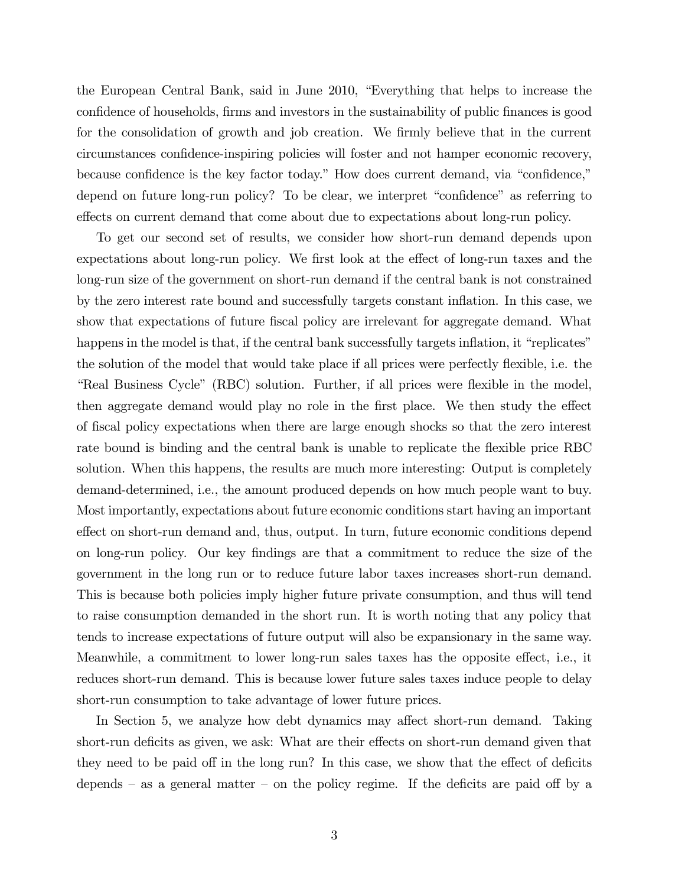the European Central Bank, said in June 2010, "Everything that helps to increase the confidence of households, firms and investors in the sustainability of public finances is good for the consolidation of growth and job creation. We firmly believe that in the current circumstances confidence-inspiring policies will foster and not hamper economic recovery, because confidence is the key factor today." How does current demand, via "confidence," depend on future long-run policy? To be clear, we interpret "confidence" as referring to effects on current demand that come about due to expectations about long-run policy.

To get our second set of results, we consider how short-run demand depends upon expectations about long-run policy. We first look at the effect of long-run taxes and the long-run size of the government on short-run demand if the central bank is not constrained by the zero interest rate bound and successfully targets constant inflation. In this case, we show that expectations of future fiscal policy are irrelevant for aggregate demand. What happens in the model is that, if the central bank successfully targets inflation, it "replicates" the solution of the model that would take place if all prices were perfectly flexible, i.e. the "Real Business Cycle" (RBC) solution. Further, if all prices were flexible in the model, then aggregate demand would play no role in the first place. We then study the effect of fiscal policy expectations when there are large enough shocks so that the zero interest rate bound is binding and the central bank is unable to replicate the flexible price RBC solution. When this happens, the results are much more interesting: Output is completely demand-determined, i.e., the amount produced depends on how much people want to buy. Most importantly, expectations about future economic conditions start having an important effect on short-run demand and, thus, output. In turn, future economic conditions depend on long-run policy. Our key findings are that a commitment to reduce the size of the government in the long run or to reduce future labor taxes increases short-run demand. This is because both policies imply higher future private consumption, and thus will tend to raise consumption demanded in the short run. It is worth noting that any policy that tends to increase expectations of future output will also be expansionary in the same way. Meanwhile, a commitment to lower long-run sales taxes has the opposite effect, i.e., it reduces short-run demand. This is because lower future sales taxes induce people to delay short-run consumption to take advantage of lower future prices.

In Section 5, we analyze how debt dynamics may affect short-run demand. Taking short-run deficits as given, we ask: What are their effects on short-run demand given that they need to be paid off in the long run? In this case, we show that the effect of deficits depends – as a general matter – on the policy regime. If the deficits are paid off by a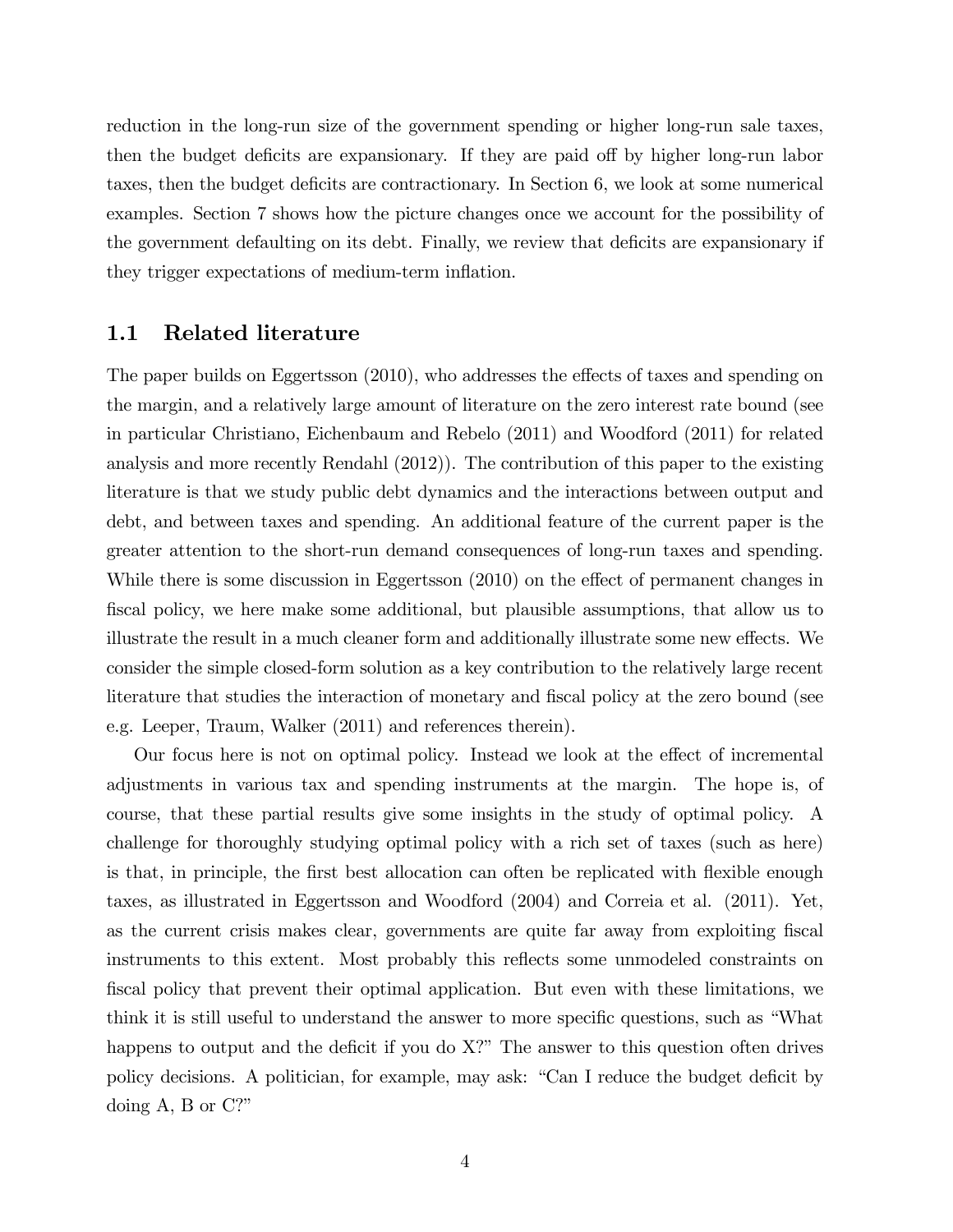reduction in the long-run size of the government spending or higher long-run sale taxes, then the budget deficits are expansionary. If they are paid off by higher long-run labor taxes, then the budget deficits are contractionary. In Section 6, we look at some numerical examples. Section 7 shows how the picture changes once we account for the possibility of the government defaulting on its debt. Finally, we review that deficits are expansionary if they trigger expectations of medium-term inflation.

## 1.1 Related literature

The paper builds on Eggertsson (2010), who addresses the effects of taxes and spending on the margin, and a relatively large amount of literature on the zero interest rate bound (see in particular Christiano, Eichenbaum and Rebelo (2011) and Woodford (2011) for related analysis and more recently Rendahl (2012)). The contribution of this paper to the existing literature is that we study public debt dynamics and the interactions between output and debt, and between taxes and spending. An additional feature of the current paper is the greater attention to the short-run demand consequences of long-run taxes and spending. While there is some discussion in Eggertsson (2010) on the effect of permanent changes in fiscal policy, we here make some additional, but plausible assumptions, that allow us to illustrate the result in a much cleaner form and additionally illustrate some new effects. We consider the simple closed-form solution as a key contribution to the relatively large recent literature that studies the interaction of monetary and fiscal policy at the zero bound (see e.g. Leeper, Traum, Walker (2011) and references therein).

Our focus here is not on optimal policy. Instead we look at the effect of incremental adjustments in various tax and spending instruments at the margin. The hope is, of course, that these partial results give some insights in the study of optimal policy. A challenge for thoroughly studying optimal policy with a rich set of taxes (such as here) is that, in principle, the first best allocation can often be replicated with flexible enough taxes, as illustrated in Eggertsson and Woodford (2004) and Correia et al. (2011). Yet, as the current crisis makes clear, governments are quite far away from exploiting fiscal instruments to this extent. Most probably this reflects some unmodeled constraints on fiscal policy that prevent their optimal application. But even with these limitations, we think it is still useful to understand the answer to more specific questions, such as "What happens to output and the deficit if you do X?" The answer to this question often drives policy decisions. A politician, for example, may ask: "Can I reduce the budget deficit by doing A, B or C?"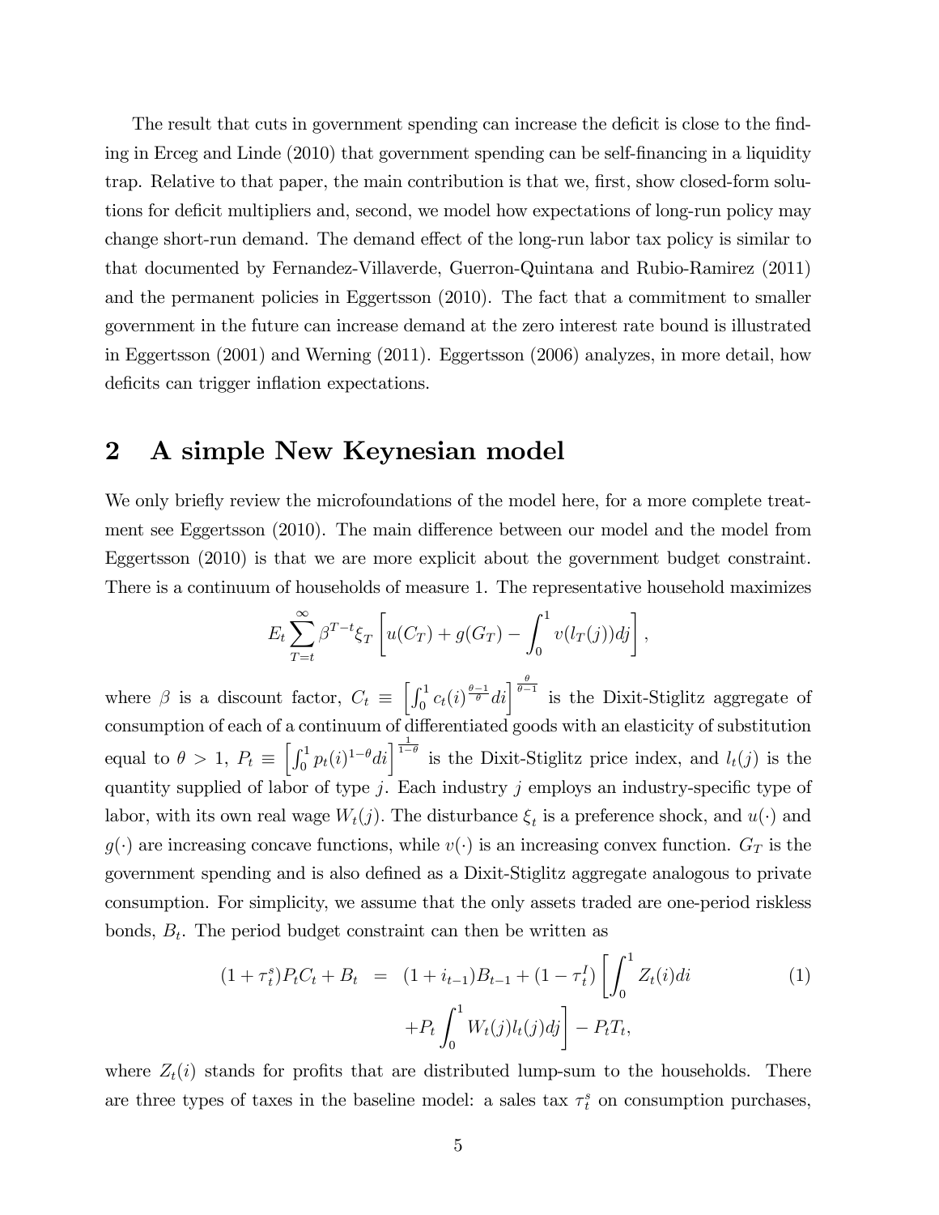The result that cuts in government spending can increase the deficit is close to the finding in Erceg and Linde (2010) that government spending can be self-financing in a liquidity trap. Relative to that paper, the main contribution is that we, first, show closed-form solutions for deficit multipliers and, second, we model how expectations of long-run policy may change short-run demand. The demand effect of the long-run labor tax policy is similar to that documented by Fernandez-Villaverde, Guerron-Quintana and Rubio-Ramirez (2011) and the permanent policies in Eggertsson (2010). The fact that a commitment to smaller government in the future can increase demand at the zero interest rate bound is illustrated in Eggertsson (2001) and Werning (2011). Eggertsson (2006) analyzes, in more detail, how deficits can trigger inflation expectations.

## 2 A simple New Keynesian model

We only briefly review the microfoundations of the model here, for a more complete treatment see Eggertsson (2010). The main difference between our model and the model from Eggertsson (2010) is that we are more explicit about the government budget constraint. There is a continuum of households of measure 1. The representative household maximizes

$$E_t \sum_{T=t}^{\infty} \beta^{T-t} \xi_T \left[ u(C_T) + g(G_T) - \int_0^1 v(l_T(j))dj \right],$$

where $\beta$ is a discount factor, $C_t \equiv \left[ \int_0^1 c_t(i)^{\frac{\theta-1}{\theta}} di \right]^{\frac{\theta}{\theta-1}}$ is the Dixit-Stiglitz aggregate of consumption of each of a continuum of differentiated goods with an elasticity of substitution equal to $\theta > 1$, $P_t \equiv \left[ \int_0^1 p_t(i)^{1-\theta} di \right]^{\frac{1}{1-\theta}}$ is the Dixit-Stiglitz price index, and $l_t(j)$ is the quantity supplied of labor of type $j$. Each industry $j$ employs an industry-specific type of labor, with its own real wage $W_t(j)$. The disturbance $\xi_t$ is a preference shock, and $u(\cdot)$ and $g(\cdot)$ are increasing concave functions, while $v(\cdot)$ is an increasing convex function. $G_T$ is the government spending and is also defined as a Dixit-Stiglitz aggregate analogous to private consumption. For simplicity, we assume that the only assets traded are one-period riskless bonds, $B_t$. The period budget constraint can then be written as

$$\begin{aligned}(1+\tau_t^s)P_tC_t + B_t &= (1+i_{t-1})B_{t-1} + (1-\tau_t^I)\left[ \int_0^1 Z_t(i)di \right. \\ &\quad \left. + P_t \int_0^1 W_t(j)l_t(j)dj \right] - P_tT_t, \end{aligned} \tag{1}$$

where $Z_t(i)$ stands for profits that are distributed lump-sum to the households. There are three types of taxes in the baseline model: a sales tax $\tau_t^s$ on consumption purchases,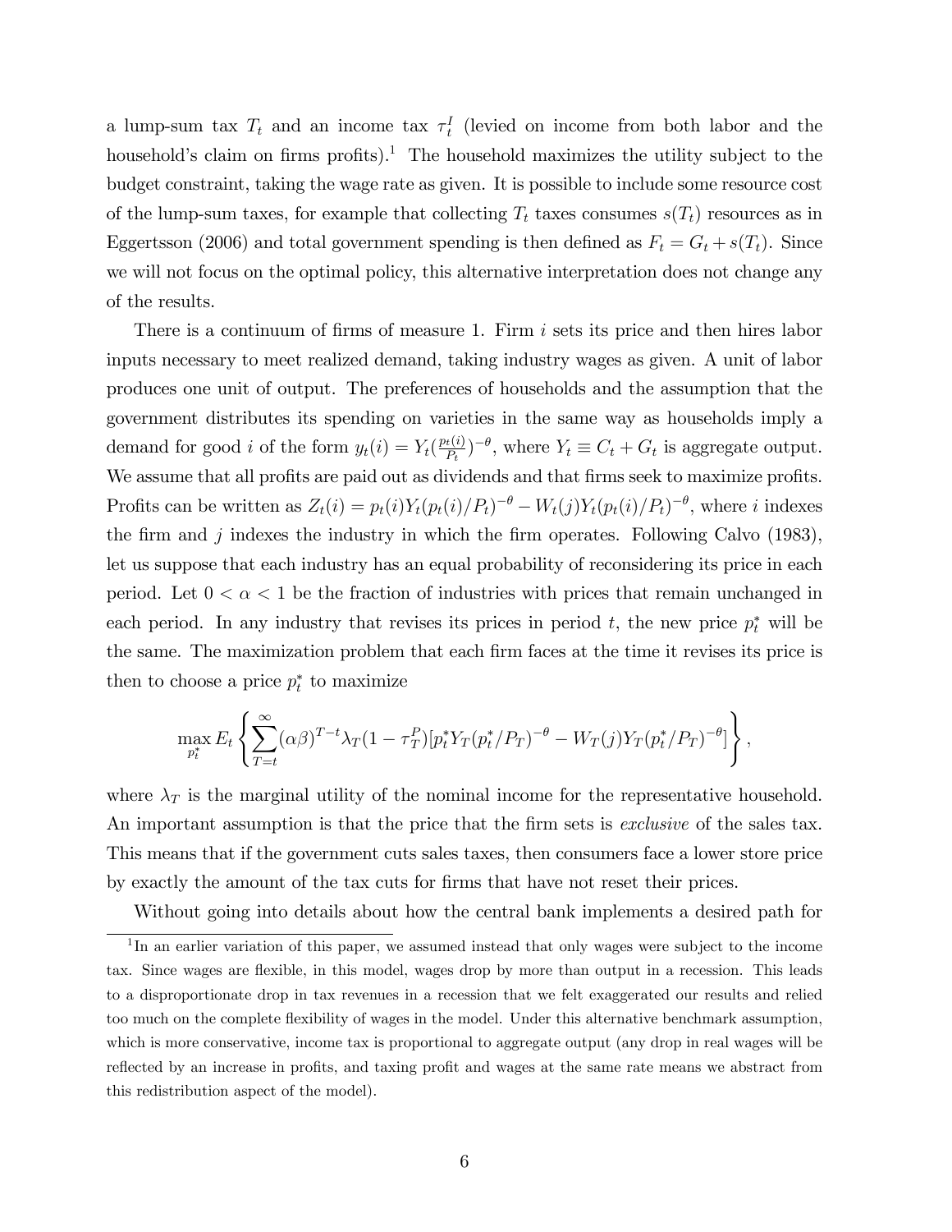a lump-sum tax $T_t$ and an income tax $\tau_t^I$ (levied on income from both labor and the household's claim on firms profits).[1] The household maximizes the utility subject to the budget constraint, taking the wage rate as given. It is possible to include some resource cost of the lump-sum taxes, for example that collecting $T_t$ taxes consumes $s(T_t)$ resources as in Eggertsson (2006) and total government spending is then defined as $F_t = G_t + s(T_t)$. Since we will not focus on the optimal policy, this alternative interpretation does not change any of the results.

There is a continuum of firms of measure 1. Firm $i$ sets its price and then hires labor inputs necessary to meet realized demand, taking industry wages as given. A unit of labor produces one unit of output. The preferences of households and the assumption that the government distributes its spending on varieties in the same way as households imply a demand for good $i$ of the form $y_t(i) = Y_t(\frac{p_t(i)}{P_t})^{-\theta}$, where $Y_t \equiv C_t + G_t$ is aggregate output. We assume that all profits are paid out as dividends and that firms seek to maximize profits. Profits can be written as $Z_t(i) = p_t(i)Y_t(p_t(i)/P_t)^{-\theta} - W_t(j)Y_t(p_t(i)/P_t)^{-\theta}$, where $i$ indexes the firm and $j$ indexes the industry in which the firm operates. Following Calvo (1983), let us suppose that each industry has an equal probability of reconsidering its price in each period. Let $0 < \alpha < 1$ be the fraction of industries with prices that remain unchanged in each period. In any industry that revises its prices in period $t$, the new price $p_t^*$ will be the same. The maximization problem that each firm faces at the time it revises its price is then to choose a price $p_t^*$ to maximize

$$\max_{p_t^*} E_t \left\{ \sum_{T=t}^{\infty} (\alpha\beta)^{T-t} \lambda_T (1 - \tau_T^P)[p_t^* Y_T(p_t^*/P_T)^{-\theta} - W_T(j)Y_T(p_t^*/P_T)^{-\theta}] \right\},$$

where $\lambda_T$ is the marginal utility of the nominal income for the representative household. An important assumption is that the price that the firm sets is *exclusive* of the sales tax. This means that if the government cuts sales taxes, then consumers face a lower store price by exactly the amount of the tax cuts for firms that have not reset their prices.

Without going into details about how the central bank implements a desired path for

---

[1] In an earlier variation of this paper, we assumed instead that only wages were subject to the income tax. Since wages are flexible, in this model, wages drop by more than output in a recession. This leads to a disproportionate drop in tax revenues in a recession that we felt exaggerated our results and relied too much on the complete flexibility of wages in the model. Under this alternative benchmark assumption, which is more conservative, income tax is proportional to aggregate output (any drop in real wages will be reflected by an increase in profits, and taxing profit and wages at the same rate means we abstract from this redistribution aspect of the model).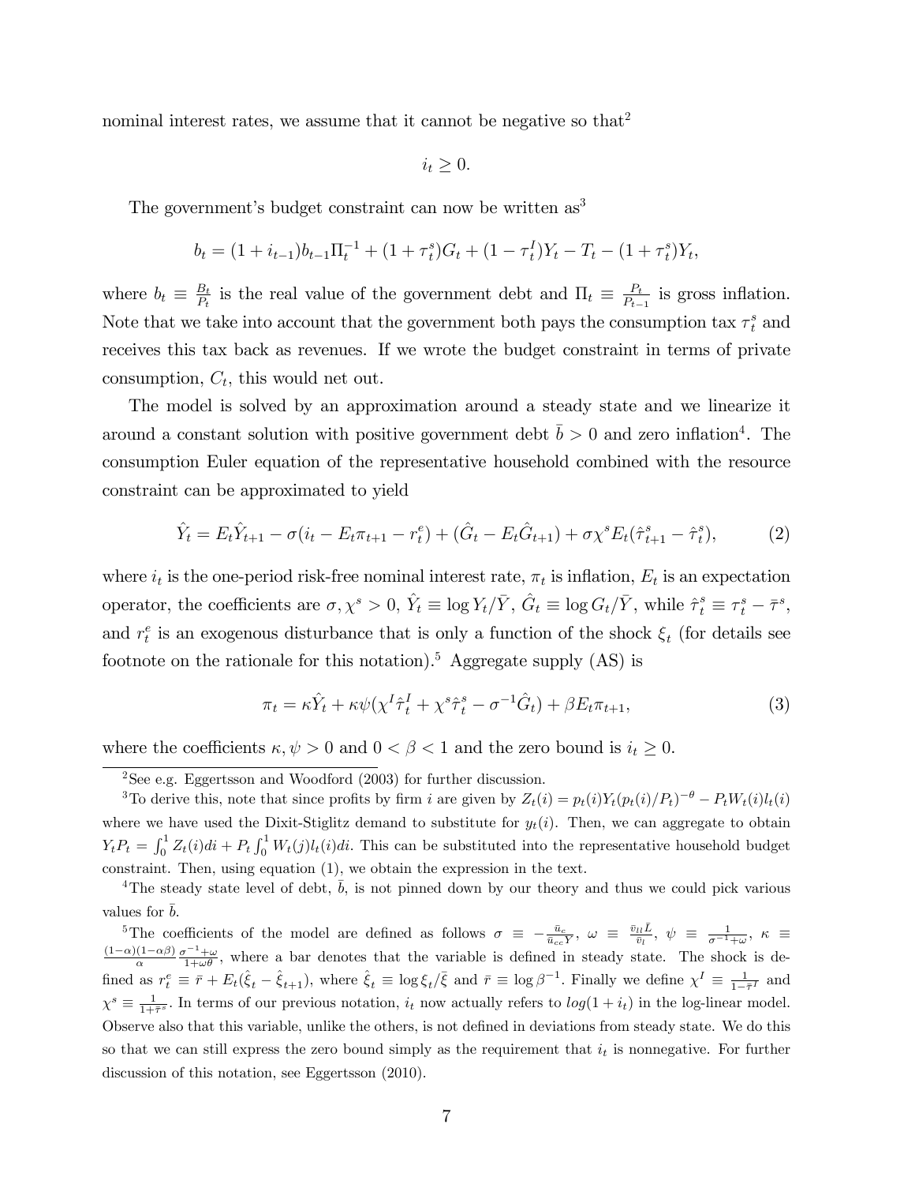nominal interest rates, we assume that it cannot be negative so that[2]

$$i_t \geq 0.$$

The government's budget constraint can now be written as[3]

$$b_t = (1 + i_{t-1})b_{t-1}\Pi_t^{-1} + (1 + \tau_t^s)G_t + (1 - \tau_t^I)Y_t - T_t - (1 + \tau_t^s)Y_t,$$

where $b_t \equiv \frac{B_t}{P_t}$ is the real value of the government debt and $\Pi_t \equiv \frac{P_t}{P_{t-1}}$ is gross inflation. Note that we take into account that the government both pays the consumption tax $\tau_t^s$ and receives this tax back as revenues. If we wrote the budget constraint in terms of private consumption, $C_t$, this would net out.

The model is solved by an approximation around a steady state and we linearize it around a constant solution with positive government debt $\bar{b} > 0$ and zero inflation[4]. The consumption Euler equation of the representative household combined with the resource constraint can be approximated to yield

$$\hat{Y}_t = E_t\hat{Y}_{t+1} - \sigma(i_t - E_t\pi_{t+1} - r_t^e) + (\hat{G}_t - E_t\hat{G}_{t+1}) + \sigma\chi^s E_t(\hat{\tau}_{t+1}^s - \hat{\tau}_t^s), \tag{2}$$

where $i_t$ is the one-period risk-free nominal interest rate, $\pi_t$ is inflation, $E_t$ is an expectation operator, the coefficients are $\sigma, \chi^s > 0$, $\hat{Y}_t \equiv \log Y_t/\bar{Y}$, $\hat{G}_t \equiv \log G_t/\bar{Y}$, while $\hat{\tau}_t^s \equiv \tau_t^s - \bar{\tau}^s$, and $r_t^e$ is an exogenous disturbance that is only a function of the shock $\xi_t$ (for details see footnote on the rationale for this notation).[5] Aggregate supply (AS) is

$$\pi_t = \kappa\hat{Y}_t + \kappa\psi(\chi^I\hat{\tau}_t^I + \chi^s\hat{\tau}_t^s - \sigma^{-1}\hat{G}_t) + \beta E_t\pi_{t+1}, \tag{3}$$

where the coefficients $\kappa, \psi > 0$ and $0 < \beta < 1$ and the zero bound is $i_t \geq 0$.

---

[2] See e.g. Eggertsson and Woodford (2003) for further discussion.

[3] To derive this, note that since profits by firm $i$ are given by $Z_t(i) = p_t(i)Y_t(p_t(i)/P_t)^{-\theta} - P_tW_t(i)l_t(i)$ where we have used the Dixit-Stiglitz demand to substitute for $y_t(i)$. Then, we can aggregate to obtain $Y_tP_t = \int_0^1 Z_t(i)di + P_t\int_0^1 W_t(j)l_t(i)di$. This can be substituted into the representative household budget constraint. Then, using equation (1), we obtain the expression in the text.

[4] The steady state level of debt, $\bar{b}$, is not pinned down by our theory and thus we could pick various values for $\bar{b}$.

[5] The coefficients of the model are defined as follows $\sigma \equiv -\frac{\bar{u}_c}{\bar{u}_{cc}\bar{Y}}$, $\omega \equiv \frac{\bar{v}_{ll}\bar{L}}{\bar{v}_l}$, $\psi \equiv \frac{1}{\sigma^{-1}+\omega}$, $\kappa \equiv \frac{(1-\alpha)(1-\alpha\beta)}{\alpha}\frac{\sigma^{-1}+\omega}{1+\omega\theta}$, where a bar denotes that the variable is defined in steady state. The shock is defined as $r_t^e \equiv \bar{r} + E_t(\hat{\xi}_t - \hat{\xi}_{t+1})$, where $\hat{\xi}_t \equiv \log\xi_t/\bar{\xi}$ and $\bar{r} \equiv \log\beta^{-1}$. Finally we define $\chi^I \equiv \frac{1}{1-\bar{\tau}^I}$ and $\chi^s \equiv \frac{1}{1+\bar{\tau}^s}$. In terms of our previous notation, $i_t$ now actually refers to $log(1 + i_t)$ in the log-linear model. Observe also that this variable, unlike the others, is not defined in deviations from steady state. We do this so that we can still express the zero bound simply as the requirement that $i_t$ is nonnegative. For further discussion of this notation, see Eggertsson (2010).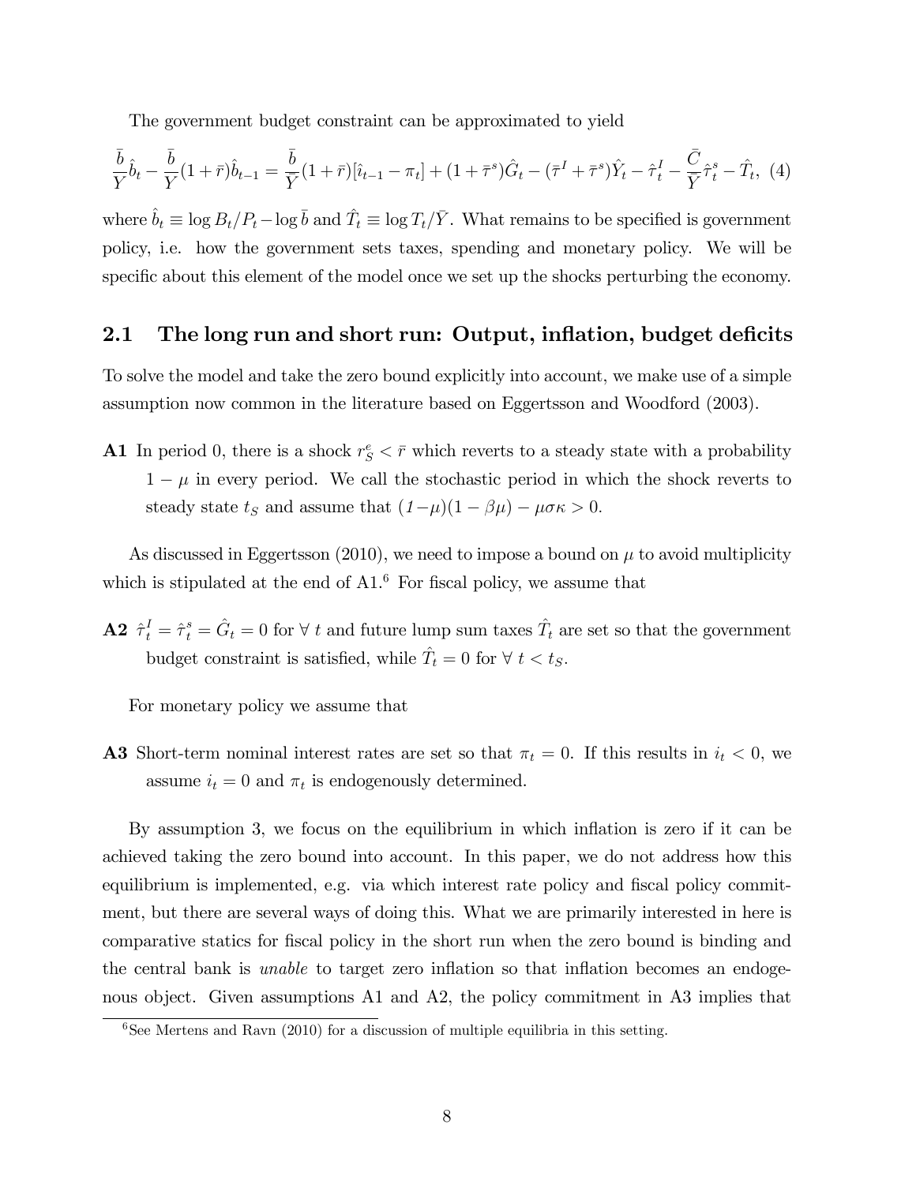The government budget constraint can be approximated to yield

$$\frac{\bar{b}}{\bar{Y}}\hat{b}_t - \frac{\bar{b}}{\bar{Y}}(1+\bar{r})\hat{b}_{t-1} = \frac{\bar{b}}{\bar{Y}}(1+\bar{r})[\hat{\imath}_{t-1} - \pi_t] + (1+\bar{\tau}^s)\hat{G}_t - (\bar{\tau}^I + \bar{\tau}^s)\hat{Y}_t - \hat{\tau}_t^I - \frac{\bar{C}}{\bar{Y}}\hat{\tau}_t^s - \hat{T}_t, \quad (4)$$

where $\hat{b}_t \equiv \log B_t/P_t - \log \bar{b}$ and $\hat{T}_t \equiv \log T_t/\bar{Y}$. What remains to be specified is government policy, i.e. how the government sets taxes, spending and monetary policy. We will be specific about this element of the model once we set up the shocks perturbing the economy.

## 2.1 The long run and short run: Output, inflation, budget deficits

To solve the model and take the zero bound explicitly into account, we make use of a simple assumption now common in the literature based on Eggertsson and Woodford (2003).

**A1** In period 0, there is a shock $r_S^e < \bar{r}$ which reverts to a steady state with a probability $1-\mu$ in every period. We call the stochastic period in which the shock reverts to steady state $t_S$ and assume that $(1-\mu)(1-\beta\mu) - \mu\sigma\kappa > 0$.

As discussed in Eggertsson (2010), we need to impose a bound on $\mu$ to avoid multiplicity which is stipulated at the end of A1.[6] For fiscal policy, we assume that

**A2** $\hat{\tau}_t^I = \hat{\tau}_t^s = \hat{G}_t = 0$ for $\forall\ t$ and future lump sum taxes $\hat{T}_t$ are set so that the government budget constraint is satisfied, while $\hat{T}_t = 0$ for $\forall\ t < t_S$.

For monetary policy we assume that

**A3** Short-term nominal interest rates are set so that $\pi_t = 0$. If this results in $i_t < 0$, we assume $i_t = 0$ and $\pi_t$ is endogenously determined.

By assumption 3, we focus on the equilibrium in which inflation is zero if it can be achieved taking the zero bound into account. In this paper, we do not address how this equilibrium is implemented, e.g. via which interest rate policy and fiscal policy commitment, but there are several ways of doing this. What we are primarily interested in here is comparative statics for fiscal policy in the short run when the zero bound is binding and the central bank is *unable* to target zero inflation so that inflation becomes an endogenous object. Given assumptions A1 and A2, the policy commitment in A3 implies that

[6] See Mertens and Ravn (2010) for a discussion of multiple equilibria in this setting.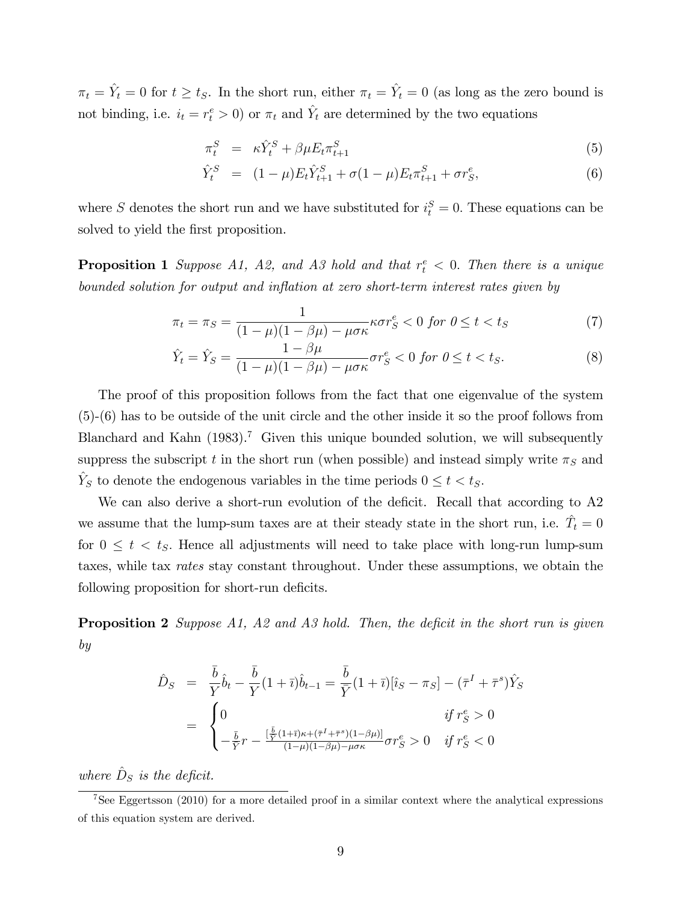$\pi_t = \hat{Y}_t = 0$ for $t \geq t_S$. In the short run, either $\pi_t = \hat{Y}_t = 0$ (as long as the zero bound is not binding, i.e. $i_t = r_t^e > 0$) or $\pi_t$ and $\hat{Y}_t$ are determined by the two equations

$$
\begin{aligned}
\pi_t^S &= \kappa \hat{Y}_t^S + \beta\mu E_t \pi_{t+1}^S && (5) \\
\hat{Y}_t^S &= (1-\mu) E_t \hat{Y}_{t+1}^S + \sigma(1-\mu) E_t \pi_{t+1}^S + \sigma r_S^e, && (6)
\end{aligned}
$$

where $S$ denotes the short run and we have substituted for $i_t^S = 0$. These equations can be solved to yield the first proposition.

**Proposition 1** *Suppose A1, A2, and A3 hold and that $r_t^e < 0$. Then there is a unique bounded solution for output and inflation at zero short-term interest rates given by*

$$
\pi_t = \pi_S = \frac{1}{(1-\mu)(1-\beta\mu) - \mu\sigma\kappa} \kappa\sigma r_S^e < 0 \text{ for } 0 \leq t < t_S \quad (7)
$$

$$
\hat{Y}_t = \hat{Y}_S = \frac{1-\beta\mu}{(1-\mu)(1-\beta\mu) - \mu\sigma\kappa} \sigma r_S^e < 0 \text{ for } 0 \leq t < t_S. \quad (8)
$$

The proof of this proposition follows from the fact that one eigenvalue of the system (5)-(6) has to be outside of the unit circle and the other inside it so the proof follows from Blanchard and Kahn (1983).[7] Given this unique bounded solution, we will subsequently suppress the subscript $t$ in the short run (when possible) and instead simply write $\pi_S$ and $\hat{Y}_S$ to denote the endogenous variables in the time periods $0 \leq t < t_S$.

We can also derive a short-run evolution of the deficit. Recall that according to A2 we assume that the lump-sum taxes are at their steady state in the short run, i.e. $\hat{T}_t = 0$ for $0 \leq t < t_S$. Hence all adjustments will need to take place with long-run lump-sum taxes, while tax *rates* stay constant throughout. Under these assumptions, we obtain the following proposition for short-run deficits.

**Proposition 2** *Suppose A1, A2 and A3 hold. Then, the deficit in the short run is given by*

$$
\begin{aligned}
\hat{D}_S &= \frac{\bar{b}}{\bar{Y}}\hat{b}_t - \frac{\bar{b}}{\bar{Y}}(1+\bar{\imath})\hat{b}_{t-1} = \frac{\bar{b}}{\bar{Y}}(1+\bar{\imath})[\hat{\imath}_S - \pi_S] - (\bar{\tau}^I + \bar{\tau}^s)\hat{Y}_S \\
&= \begin{cases} 0 & \text{if } r_S^e > 0 \\ -\frac{\bar{b}}{\bar{Y}} r - \frac{[\frac{\bar{b}}{\bar{Y}}(1+\bar{\imath})\kappa + (\bar{\tau}^I + \bar{\tau}^s)(1-\beta\mu)]}{(1-\mu)(1-\beta\mu) - \mu\sigma\kappa} \sigma r_S^e > 0 & \text{if } r_S^e < 0 \end{cases}
\end{aligned}
$$

*where $\hat{D}_S$ is the deficit.*

[7] See Eggertsson (2010) for a more detailed proof in a similar context where the analytical expressions of this equation system are derived.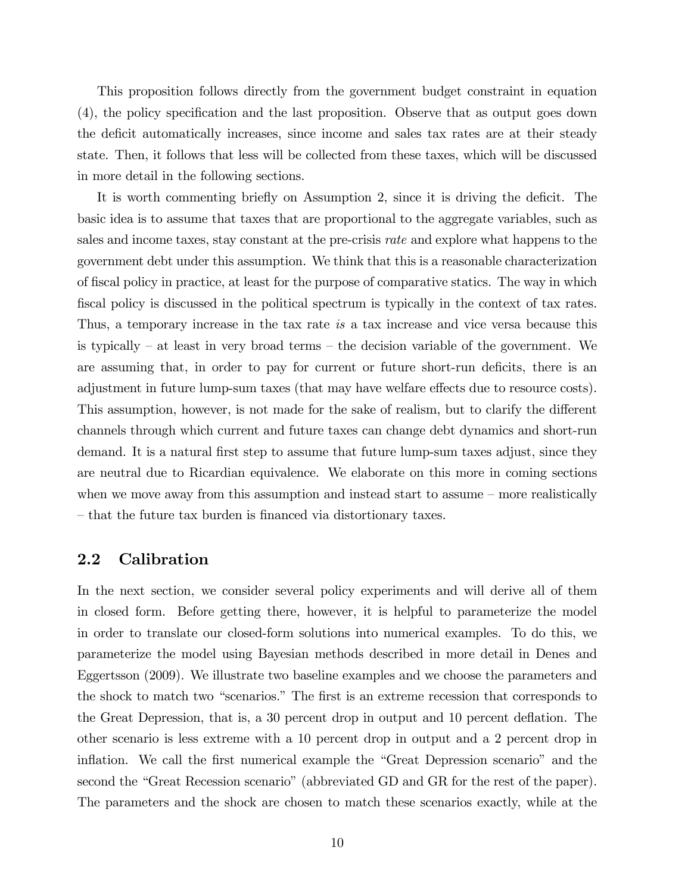This proposition follows directly from the government budget constraint in equation (4), the policy specification and the last proposition. Observe that as output goes down the deficit automatically increases, since income and sales tax rates are at their steady state. Then, it follows that less will be collected from these taxes, which will be discussed in more detail in the following sections.

It is worth commenting briefly on Assumption 2, since it is driving the deficit. The basic idea is to assume that taxes that are proportional to the aggregate variables, such as sales and income taxes, stay constant at the pre-crisis *rate* and explore what happens to the government debt under this assumption. We think that this is a reasonable characterization of fiscal policy in practice, at least for the purpose of comparative statics. The way in which fiscal policy is discussed in the political spectrum is typically in the context of tax rates. Thus, a temporary increase in the tax rate *is* a tax increase and vice versa because this is typically – at least in very broad terms – the decision variable of the government. We are assuming that, in order to pay for current or future short-run deficits, there is an adjustment in future lump-sum taxes (that may have welfare effects due to resource costs). This assumption, however, is not made for the sake of realism, but to clarify the different channels through which current and future taxes can change debt dynamics and short-run demand. It is a natural first step to assume that future lump-sum taxes adjust, since they are neutral due to Ricardian equivalence. We elaborate on this more in coming sections when we move away from this assumption and instead start to assume – more realistically – that the future tax burden is financed via distortionary taxes.

## 2.2 Calibration

In the next section, we consider several policy experiments and will derive all of them in closed form. Before getting there, however, it is helpful to parameterize the model in order to translate our closed-form solutions into numerical examples. To do this, we parameterize the model using Bayesian methods described in more detail in Denes and Eggertsson (2009). We illustrate two baseline examples and we choose the parameters and the shock to match two "scenarios." The first is an extreme recession that corresponds to the Great Depression, that is, a 30 percent drop in output and 10 percent deflation. The other scenario is less extreme with a 10 percent drop in output and a 2 percent drop in inflation. We call the first numerical example the "Great Depression scenario" and the second the "Great Recession scenario" (abbreviated GD and GR for the rest of the paper). The parameters and the shock are chosen to match these scenarios exactly, while at the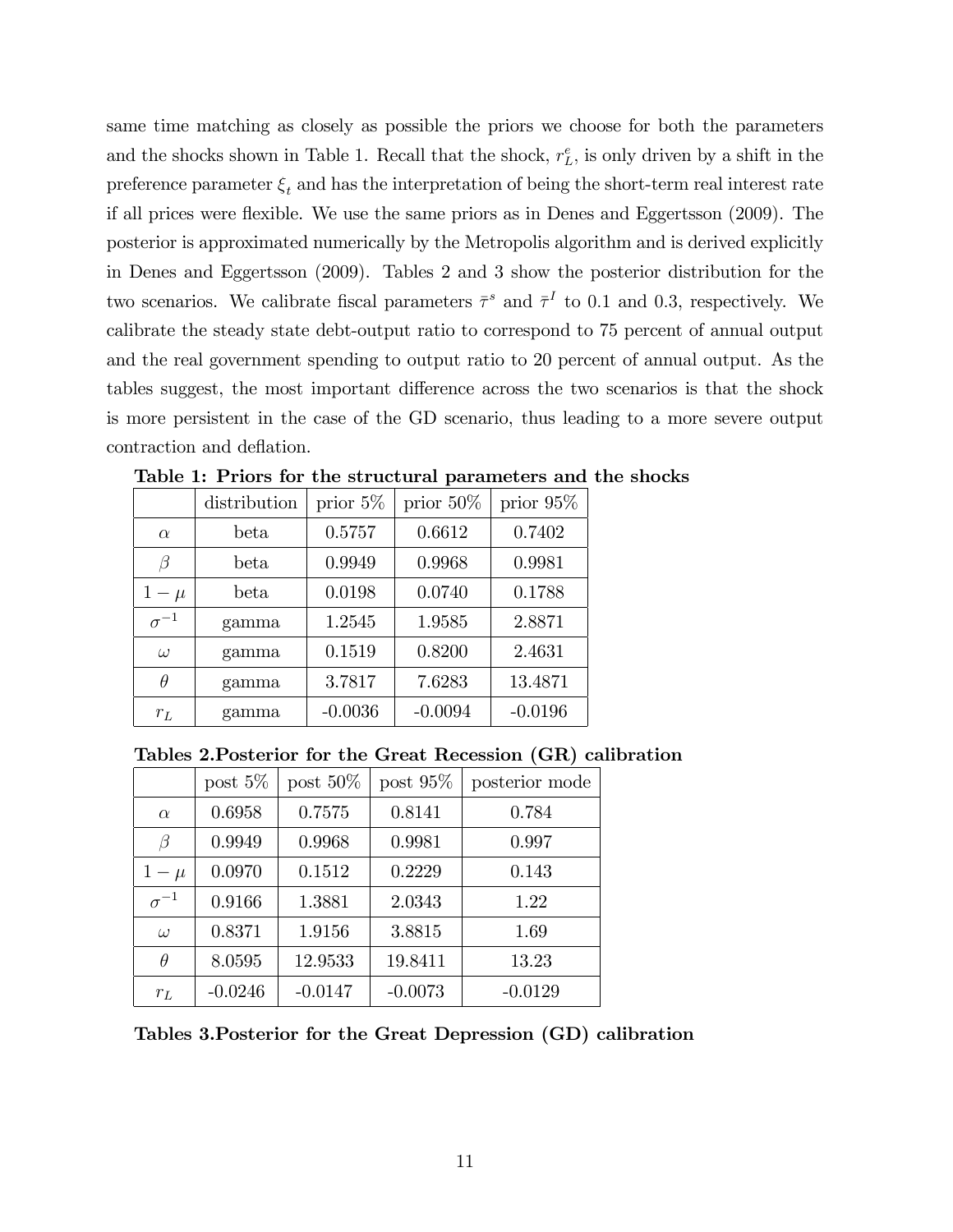same time matching as closely as possible the priors we choose for both the parameters and the shocks shown in Table 1. Recall that the shock, $r_L^e$, is only driven by a shift in the preference parameter $\xi_t$ and has the interpretation of being the short-term real interest rate if all prices were flexible. We use the same priors as in Denes and Eggertsson (2009). The posterior is approximated numerically by the Metropolis algorithm and is derived explicitly in Denes and Eggertsson (2009). Tables 2 and 3 show the posterior distribution for the two scenarios. We calibrate fiscal parameters $\bar{\tau}^s$ and $\bar{\tau}^I$ to 0.1 and 0.3, respectively. We calibrate the steady state debt-output ratio to correspond to 75 percent of annual output and the real government spending to output ratio to 20 percent of annual output. As the tables suggest, the most important difference across the two scenarios is that the shock is more persistent in the case of the GD scenario, thus leading to a more severe output contraction and deflation.

**Table 1: Priors for the structural parameters and the shocks**

| | distribution | prior 5% | prior 50% | prior 95% |
|---|---|---|---|---|
| $\alpha$ | beta | 0.5757 | 0.6612 | 0.7402 |
| $\beta$ | beta | 0.9949 | 0.9968 | 0.9981 |
| $1-\mu$ | beta | 0.0198 | 0.0740 | 0.1788 |
| $\sigma^{-1}$ | gamma | 1.2545 | 1.9585 | 2.8871 |
| $\omega$ | gamma | 0.1519 | 0.8200 | 2.4631 |
| $\theta$ | gamma | 3.7817 | 7.6283 | 13.4871 |
| $r_L$ | gamma | -0.0036 | -0.0094 | -0.0196 |

**Tables 2.Posterior for the Great Recession (GR) calibration**

| | post 5% | post 50% | post 95% | posterior mode |
|---|---|---|---|---|
| $\alpha$ | 0.6958 | 0.7575 | 0.8141 | 0.784 |
| $\beta$ | 0.9949 | 0.9968 | 0.9981 | 0.997 |
| $1-\mu$ | 0.0970 | 0.1512 | 0.2229 | 0.143 |
| $\sigma^{-1}$ | 0.9166 | 1.3881 | 2.0343 | 1.22 |
| $\omega$ | 0.8371 | 1.9156 | 3.8815 | 1.69 |
| $\theta$ | 8.0595 | 12.9533 | 19.8411 | 13.23 |
| $r_L$ | -0.0246 | -0.0147 | -0.0073 | -0.0129 |

**Tables 3.Posterior for the Great Depression (GD) calibration**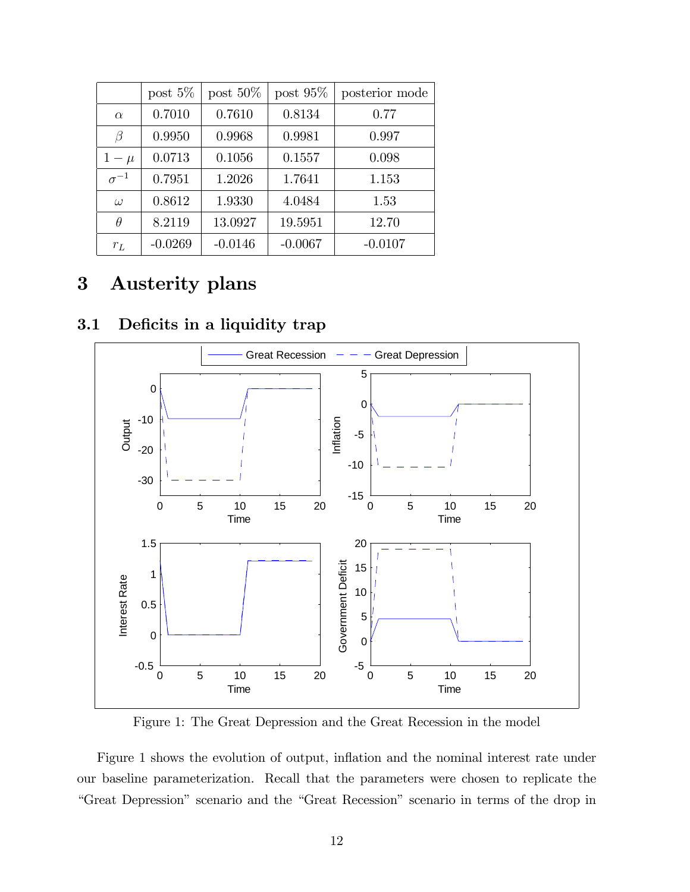|  | post 5% | post 50% | post 95% | posterior mode |
|---|---|---|---|---|
| $\alpha$ | 0.7010 | 0.7610 | 0.8134 | 0.77 |
| $\beta$ | 0.9950 | 0.9968 | 0.9981 | 0.997 |
| $1-\mu$ | 0.0713 | 0.1056 | 0.1557 | 0.098 |
| $\sigma^{-1}$ | 0.7951 | 1.2026 | 1.7641 | 1.153 |
| $\omega$ | 0.8612 | 1.9330 | 4.0484 | 1.53 |
| $\theta$ | 8.2119 | 13.0927 | 19.5951 | 12.70 |
| $r_L$ | -0.0269 | -0.0146 | -0.0067 | -0.0107 |

# 3 Austerity plans

## 3.1 Deficits in a liquidity trap

Figure 1: The Great Depression and the Great Recession in the model

Figure 1 shows the evolution of output, inflation and the nominal interest rate under our baseline parameterization. Recall that the parameters were chosen to replicate the "Great Depression" scenario and the "Great Recession" scenario in terms of the drop in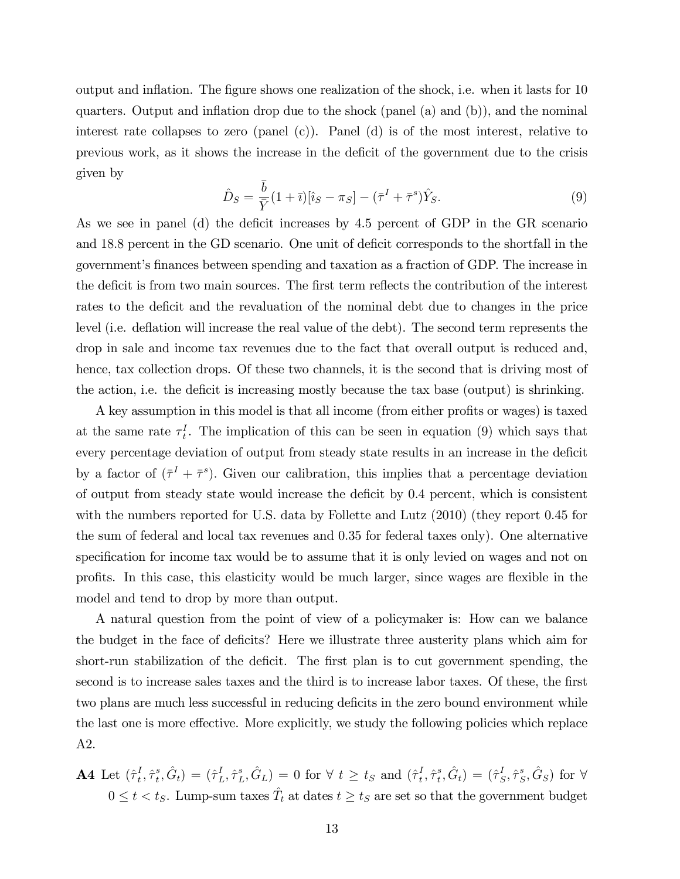output and inflation. The figure shows one realization of the shock, i.e. when it lasts for 10 quarters. Output and inflation drop due to the shock (panel (a) and (b)), and the nominal interest rate collapses to zero (panel (c)). Panel (d) is of the most interest, relative to previous work, as it shows the increase in the deficit of the government due to the crisis given by

$$\hat{D}_S = \frac{\bar{b}}{\bar{Y}}(1+\bar{\imath})[\hat{\imath}_S - \pi_S] - (\bar{\tau}^I + \bar{\tau}^s)\hat{Y}_S. \tag{9}$$

As we see in panel (d) the deficit increases by 4.5 percent of GDP in the GR scenario and 18.8 percent in the GD scenario. One unit of deficit corresponds to the shortfall in the government's finances between spending and taxation as a fraction of GDP. The increase in the deficit is from two main sources. The first term reflects the contribution of the interest rates to the deficit and the revaluation of the nominal debt due to changes in the price level (i.e. deflation will increase the real value of the debt). The second term represents the drop in sale and income tax revenues due to the fact that overall output is reduced and, hence, tax collection drops. Of these two channels, it is the second that is driving most of the action, i.e. the deficit is increasing mostly because the tax base (output) is shrinking.

A key assumption in this model is that all income (from either profits or wages) is taxed at the same rate $\tau^I_t$. The implication of this can be seen in equation (9) which says that every percentage deviation of output from steady state results in an increase in the deficit by a factor of $(\bar{\tau}^I + \bar{\tau}^s)$. Given our calibration, this implies that a percentage deviation of output from steady state would increase the deficit by 0.4 percent, which is consistent with the numbers reported for U.S. data by Follette and Lutz (2010) (they report 0.45 for the sum of federal and local tax revenues and 0.35 for federal taxes only). One alternative specification for income tax would be to assume that it is only levied on wages and not on profits. In this case, this elasticity would be much larger, since wages are flexible in the model and tend to drop by more than output.

A natural question from the point of view of a policymaker is: How can we balance the budget in the face of deficits? Here we illustrate three austerity plans which aim for short-run stabilization of the deficit. The first plan is to cut government spending, the second is to increase sales taxes and the third is to increase labor taxes. Of these, the first two plans are much less successful in reducing deficits in the zero bound environment while the last one is more effective. More explicitly, we study the following policies which replace A2.

**A4** Let $(\hat{\tau}^I_t, \hat{\tau}^s_t, \hat{G}_t) = (\hat{\tau}^I_L, \hat{\tau}^s_L, \hat{G}_L) = 0$ for $\forall\ t \geq t_S$ and $(\hat{\tau}^I_t, \hat{\tau}^s_t, \hat{G}_t) = (\hat{\tau}^I_S, \hat{\tau}^s_S, \hat{G}_S)$ for $\forall$ $0 \leq t < t_S$. Lump-sum taxes $\hat{T}_t$ at dates $t \geq t_S$ are set so that the government budget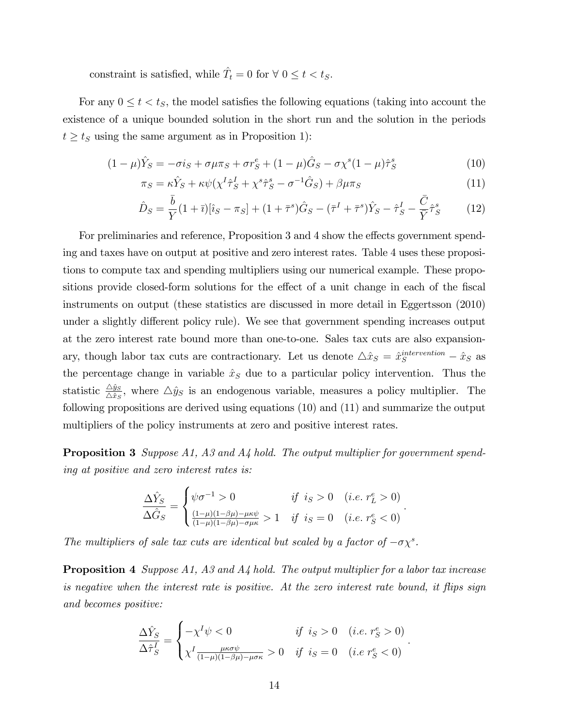constraint is satisfied, while $\hat{T}_t = 0$ for $\forall\ 0 \leq t < t_S$.

For any $0 \leq t < t_S$, the model satisfies the following equations (taking into account the existence of a unique bounded solution in the short run and the solution in the periods $t \geq t_S$ using the same argument as in Proposition 1):

$$(1-\mu)\hat{Y}_S = -\sigma i_S + \sigma \mu \pi_S + \sigma r_S^e + (1-\mu)\hat{G}_S - \sigma \chi^s (1-\mu)\hat{\tau}_S^s \tag{10}$$

$$\pi_S = \kappa \hat{Y}_S + \kappa \psi(\chi^I \hat{\tau}_S^I + \chi^s \hat{\tau}_S^s - \sigma^{-1}\hat{G}_S) + \beta \mu \pi_S \tag{11}$$

$$\hat{D}_S = \frac{\bar{b}}{\bar{Y}}(1+\bar{\imath})[\hat{\imath}_S - \pi_S] + (1+\bar{\tau}^s)\hat{G}_S - (\bar{\tau}^I + \bar{\tau}^s)\hat{Y}_S - \hat{\tau}_S^I - \frac{\bar{C}}{\bar{Y}}\hat{\tau}_S^s \tag{12}$$

For preliminaries and reference, Proposition 3 and 4 show the effects government spending and taxes have on output at positive and zero interest rates. Table 4 uses these propositions to compute tax and spending multipliers using our numerical example. These propositions provide closed-form solutions for the effect of a unit change in each of the fiscal instruments on output (these statistics are discussed in more detail in Eggertsson (2010) under a slightly different policy rule). We see that government spending increases output at the zero interest rate bound more than one-to-one. Sales tax cuts are also expansionary, though labor tax cuts are contractionary. Let us denote $\triangle \hat{x}_S = \hat{x}_S^{intervention} - \hat{x}_S$ as the percentage change in variable $\hat{x}_S$ due to a particular policy intervention. Thus the statistic $\frac{\triangle \hat{y}_S}{\triangle \hat{x}_S}$, where $\triangle \hat{y}_S$ is an endogenous variable, measures a policy multiplier. The following propositions are derived using equations (10) and (11) and summarize the output multipliers of the policy instruments at zero and positive interest rates.

**Proposition 3** *Suppose A1, A3 and A4 hold. The output multiplier for government spending at positive and zero interest rates is:*

$$\frac{\Delta \hat{Y}_S}{\Delta \hat{G}_S} = \begin{cases} \psi \sigma^{-1} > 0 & \text{if } i_S > 0 \quad (i.e.\ r_L^e > 0) \\ \frac{(1-\mu)(1-\beta\mu) - \mu\kappa\psi}{(1-\mu)(1-\beta\mu) - \sigma\mu\kappa} > 1 & \text{if } i_S = 0 \quad (i.e.\ r_S^e < 0) \end{cases}.$$

*The multipliers of sale tax cuts are identical but scaled by a factor of $-\sigma\chi^s$.*

**Proposition 4** *Suppose A1, A3 and A4 hold. The output multiplier for a labor tax increase is negative when the interest rate is positive. At the zero interest rate bound, it flips sign and becomes positive:*

$$\frac{\Delta \hat{Y}_S}{\Delta \hat{\tau}_S^I} = \begin{cases} -\chi^I \psi < 0 & \text{if } i_S > 0 \quad (i.e.\ r_S^e > 0) \\ \chi^I \frac{\mu\kappa\sigma\psi}{(1-\mu)(1-\beta\mu) - \mu\sigma\kappa} > 0 & \text{if } i_S = 0 \quad (i.e\ r_S^e < 0) \end{cases}.$$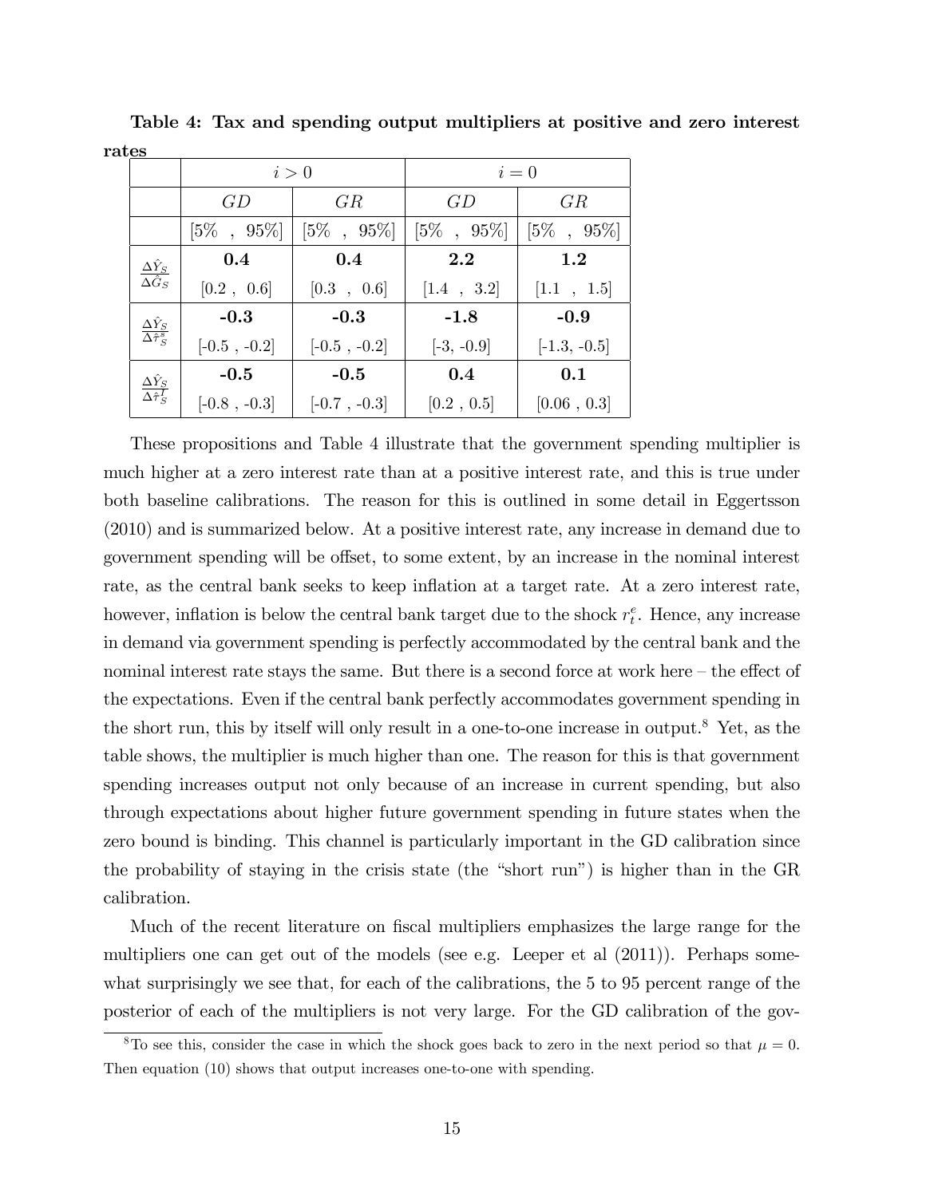**Table 4: Tax and spending output multipliers at positive and zero interest rates**

| | $i > 0$ | | $i = 0$ | |
|---|---|---|---|---|
| | $GD$ | $GR$ | $GD$ | $GR$ |
| | [5% , 95%] | [5% , 95%] | [5% , 95%] | [5% , 95%] |
| $\frac{\Delta \hat{Y}_S}{\Delta \hat{G}_S}$ | **0.4** | **0.4** | **2.2** | **1.2** |
| | [0.2 , 0.6] | [0.3 , 0.6] | [1.4 , 3.2] | [1.1 , 1.5] |
| $\frac{\Delta \hat{Y}_S}{\Delta \hat{\tau}^s_S}$ | **-0.3** | **-0.3** | **-1.8** | **-0.9** |
| | [-0.5 , -0.2] | [-0.5 , -0.2] | [-3, -0.9] | [-1.3, -0.5] |
| $\frac{\Delta \hat{Y}_S}{\Delta \hat{\tau}^I_S}$ | **-0.5** | **-0.5** | **0.4** | **0.1** |
| | [-0.8 , -0.3] | [-0.7 , -0.3] | [0.2 , 0.5] | [0.06 , 0.3] |

These propositions and Table 4 illustrate that the government spending multiplier is much higher at a zero interest rate than at a positive interest rate, and this is true under both baseline calibrations. The reason for this is outlined in some detail in Eggertsson (2010) and is summarized below. At a positive interest rate, any increase in demand due to government spending will be offset, to some extent, by an increase in the nominal interest rate, as the central bank seeks to keep inflation at a target rate. At a zero interest rate, however, inflation is below the central bank target due to the shock $r^e_t$. Hence, any increase in demand via government spending is perfectly accommodated by the central bank and the nominal interest rate stays the same. But there is a second force at work here – the effect of the expectations. Even if the central bank perfectly accommodates government spending in the short run, this by itself will only result in a one-to-one increase in output.[8] Yet, as the table shows, the multiplier is much higher than one. The reason for this is that government spending increases output not only because of an increase in current spending, but also through expectations about higher future government spending in future states when the zero bound is binding. This channel is particularly important in the GD calibration since the probability of staying in the crisis state (the "short run") is higher than in the GR calibration.

Much of the recent literature on fiscal multipliers emphasizes the large range for the multipliers one can get out of the models (see e.g. Leeper et al (2011)). Perhaps somewhat surprisingly we see that, for each of the calibrations, the 5 to 95 percent range of the posterior of each of the multipliers is not very large. For the GD calibration of the gov-

[8] To see this, consider the case in which the shock goes back to zero in the next period so that $\mu = 0$. Then equation (10) shows that output increases one-to-one with spending.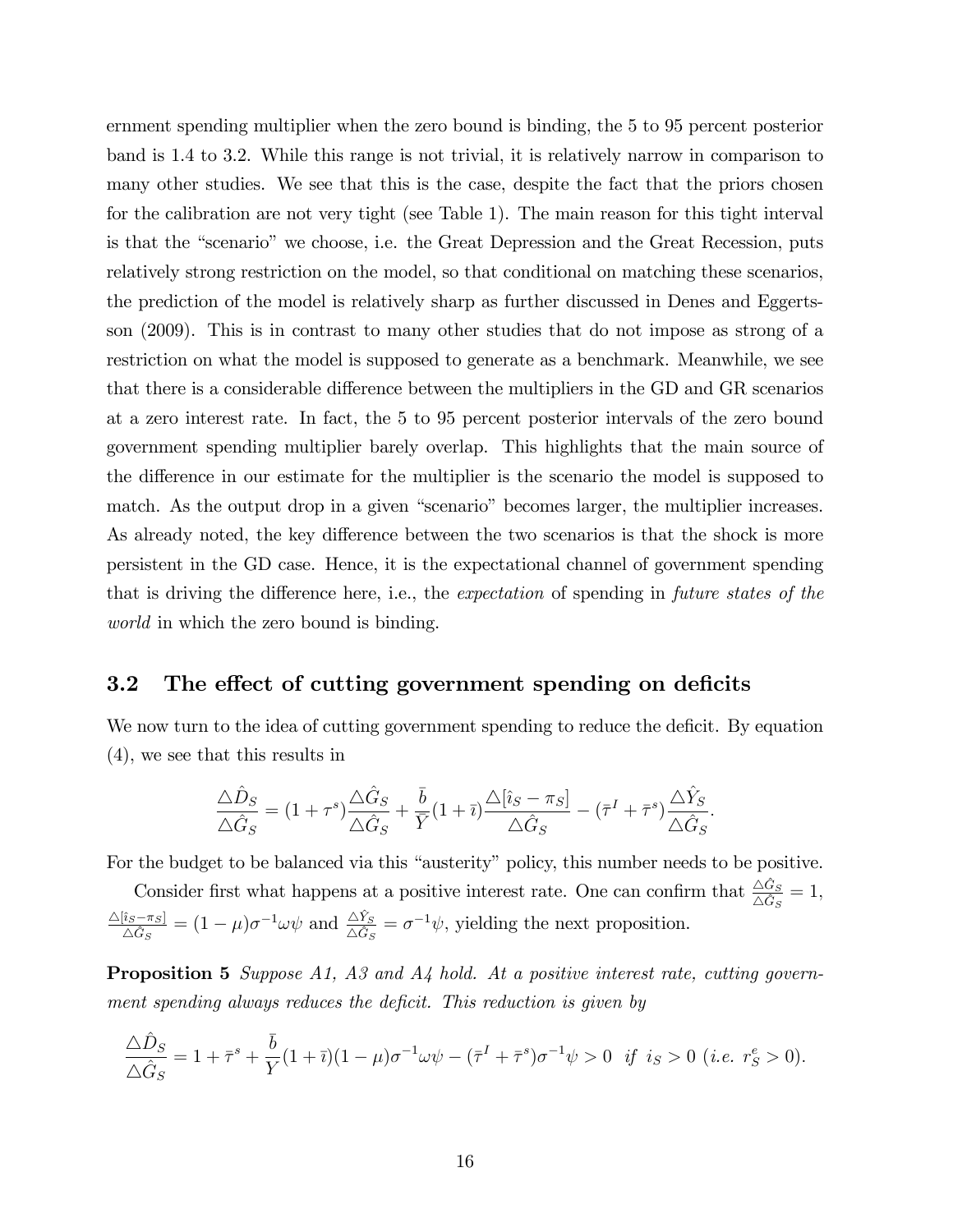ernment spending multiplier when the zero bound is binding, the 5 to 95 percent posterior band is 1.4 to 3.2. While this range is not trivial, it is relatively narrow in comparison to many other studies. We see that this is the case, despite the fact that the priors chosen for the calibration are not very tight (see Table 1). The main reason for this tight interval is that the "scenario" we choose, i.e. the Great Depression and the Great Recession, puts relatively strong restriction on the model, so that conditional on matching these scenarios, the prediction of the model is relatively sharp as further discussed in Denes and Eggertsson (2009). This is in contrast to many other studies that do not impose as strong of a restriction on what the model is supposed to generate as a benchmark. Meanwhile, we see that there is a considerable difference between the multipliers in the GD and GR scenarios at a zero interest rate. In fact, the 5 to 95 percent posterior intervals of the zero bound government spending multiplier barely overlap. This highlights that the main source of the difference in our estimate for the multiplier is the scenario the model is supposed to match. As the output drop in a given "scenario" becomes larger, the multiplier increases. As already noted, the key difference between the two scenarios is that the shock is more persistent in the GD case. Hence, it is the expectational channel of government spending that is driving the difference here, i.e., the *expectation* of spending in *future states of the world* in which the zero bound is binding.

## 3.2 The effect of cutting government spending on deficits

We now turn to the idea of cutting government spending to reduce the deficit. By equation (4), we see that this results in

$$\frac{\triangle \hat{D}_S}{\triangle \hat{G}_S} = (1+\tau^s)\frac{\triangle \hat{G}_S}{\triangle \hat{G}_S} + \frac{\bar{b}}{\bar{Y}}(1+\bar{\imath})\frac{\triangle[\hat{\imath}_S - \pi_S]}{\triangle \hat{G}_S} - (\bar{\tau}^I + \bar{\tau}^s)\frac{\triangle \hat{Y}_S}{\triangle \hat{G}_S}.$$

For the budget to be balanced via this "austerity" policy, this number needs to be positive.

Consider first what happens at a positive interest rate. One can confirm that $\frac{\triangle \hat{G}_S}{\triangle \hat{G}_S} = 1$, $\frac{\triangle[\hat{\imath}_S - \pi_S]}{\triangle \hat{G}_S} = (1-\mu)\sigma^{-1}\omega\psi$ and $\frac{\triangle \hat{Y}_S}{\triangle \hat{G}_S} = \sigma^{-1}\psi$, yielding the next proposition.

**Proposition 5** *Suppose A1, A3 and A4 hold. At a positive interest rate, cutting government spending always reduces the deficit. This reduction is given by*

$$\frac{\triangle \hat{D}_S}{\triangle \hat{G}_S} = 1 + \bar{\tau}^s + \frac{\bar{b}}{\bar{Y}}(1+\bar{\imath})(1-\mu)\sigma^{-1}\omega\psi - (\bar{\tau}^I + \bar{\tau}^s)\sigma^{-1}\psi > 0 \;\; \textit{if} \;\; i_S > 0 \;\; (\textit{i.e.}\; r_S^e > 0).$$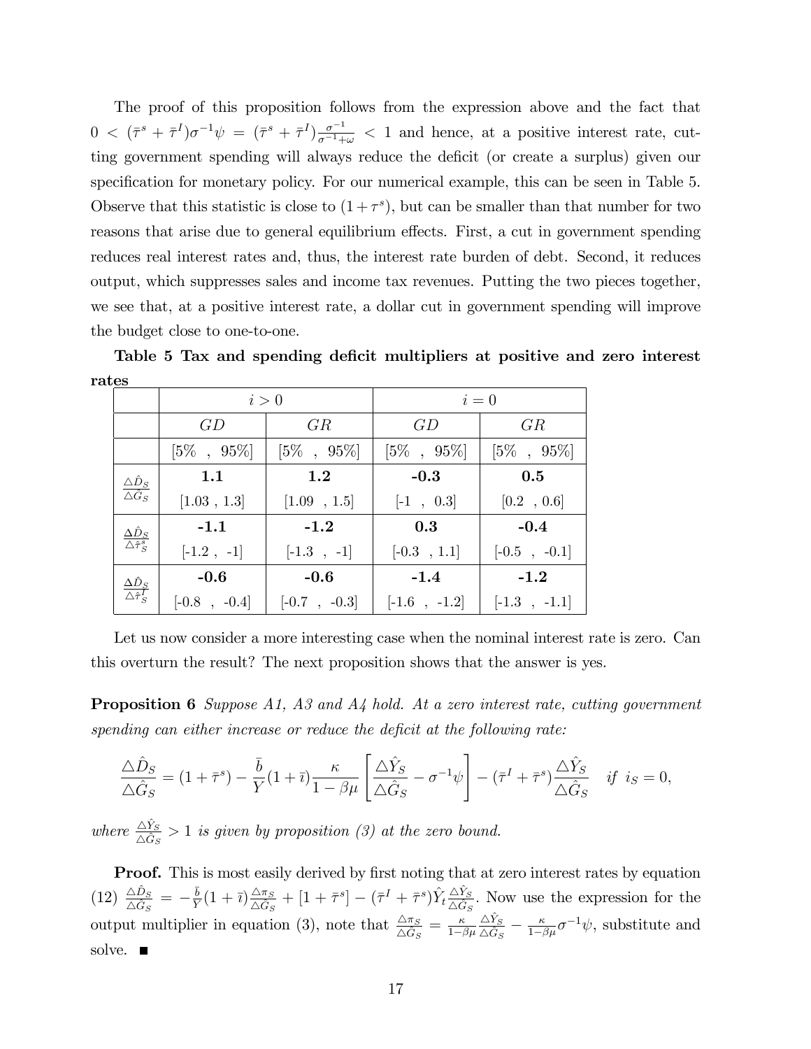The proof of this proposition follows from the expression above and the fact that $0 < (\bar{\tau}^s + \bar{\tau}^I)\sigma^{-1}\psi = (\bar{\tau}^s + \bar{\tau}^I)\frac{\sigma^{-1}}{\sigma^{-1}+\omega} < 1$ and hence, at a positive interest rate, cutting government spending will always reduce the deficit (or create a surplus) given our specification for monetary policy. For our numerical example, this can be seen in Table 5. Observe that this statistic is close to $(1 + \tau^s)$, but can be smaller than that number for two reasons that arise due to general equilibrium effects. First, a cut in government spending reduces real interest rates and, thus, the interest rate burden of debt. Second, it reduces output, which suppresses sales and income tax revenues. Putting the two pieces together, we see that, at a positive interest rate, a dollar cut in government spending will improve the budget close to one-to-one.

**Table 5 Tax and spending deficit multipliers at positive and zero interest rates**

| | $i > 0$ | | $i = 0$ | |
|---|---|---|---|---|
| | $GD$ | $GR$ | $GD$ | $GR$ |
| | [5% , 95%] | [5% , 95%] | [5% , 95%] | [5% , 95%] |
| $\frac{\triangle \hat{D}_S}{\triangle \hat{G}_S}$ | **1.1** | **1.2** | **-0.3** | **0.5** |
| | [1.03 , 1.3] | [1.09 , 1.5] | [-1 , 0.3] | [0.2 , 0.6] |
| $\frac{\Delta \hat{D}_S}{\Delta \hat{\tau}_S^s}$ | **-1.1** | **-1.2** | **0.3** | **-0.4** |
| | [-1.2 , -1] | [-1.3 , -1] | [-0.3 , 1.1] | [-0.5 , -0.1] |
| $\frac{\Delta \hat{D}_S}{\Delta \hat{\tau}_S^I}$ | **-0.6** | **-0.6** | **-1.4** | **-1.2** |
| | [-0.8 , -0.4] | [-0.7 , -0.3] | [-1.6 , -1.2] | [-1.3 , -1.1] |

Let us now consider a more interesting case when the nominal interest rate is zero. Can this overturn the result? The next proposition shows that the answer is yes.

**Proposition 6** *Suppose A1, A3 and A4 hold. At a zero interest rate, cutting government spending can either increase or reduce the deficit at the following rate:*

$$\frac{\triangle \hat{D}_S}{\triangle \hat{G}_S} = (1 + \bar{\tau}^s) - \frac{\bar{b}}{Y}(1 + \bar{\imath})\frac{\kappa}{1 - \beta\mu}\left[\frac{\triangle \hat{Y}_S}{\triangle \hat{G}_S} - \sigma^{-1}\psi\right] - (\bar{\tau}^I + \bar{\tau}^s)\frac{\triangle \hat{Y}_S}{\triangle \hat{G}_S} \quad \textit{if } \; i_S = 0,$$

*where* $\frac{\triangle \hat{Y}_S}{\triangle \hat{G}_S} > 1$ *is given by proposition (3) at the zero bound.*

**Proof.** This is most easily derived by first noting that at zero interest rates by equation (12) $\frac{\triangle \hat{D}_S}{\triangle \hat{G}_S} = -\frac{\bar{b}}{Y}(1 + \bar{\imath})\frac{\triangle \pi_S}{\triangle \hat{G}_S} + [1 + \bar{\tau}^s] - (\bar{\tau}^I + \bar{\tau}^s)\hat{Y}_t\frac{\triangle \hat{Y}_S}{\triangle \hat{G}_S}$. Now use the expression for the output multiplier in equation (3), note that $\frac{\triangle \pi_S}{\triangle \hat{G}_S} = \frac{\kappa}{1-\beta\mu}\frac{\triangle \hat{Y}_S}{\triangle \hat{G}_S} - \frac{\kappa}{1-\beta\mu}\sigma^{-1}\psi$, substitute and solve. ■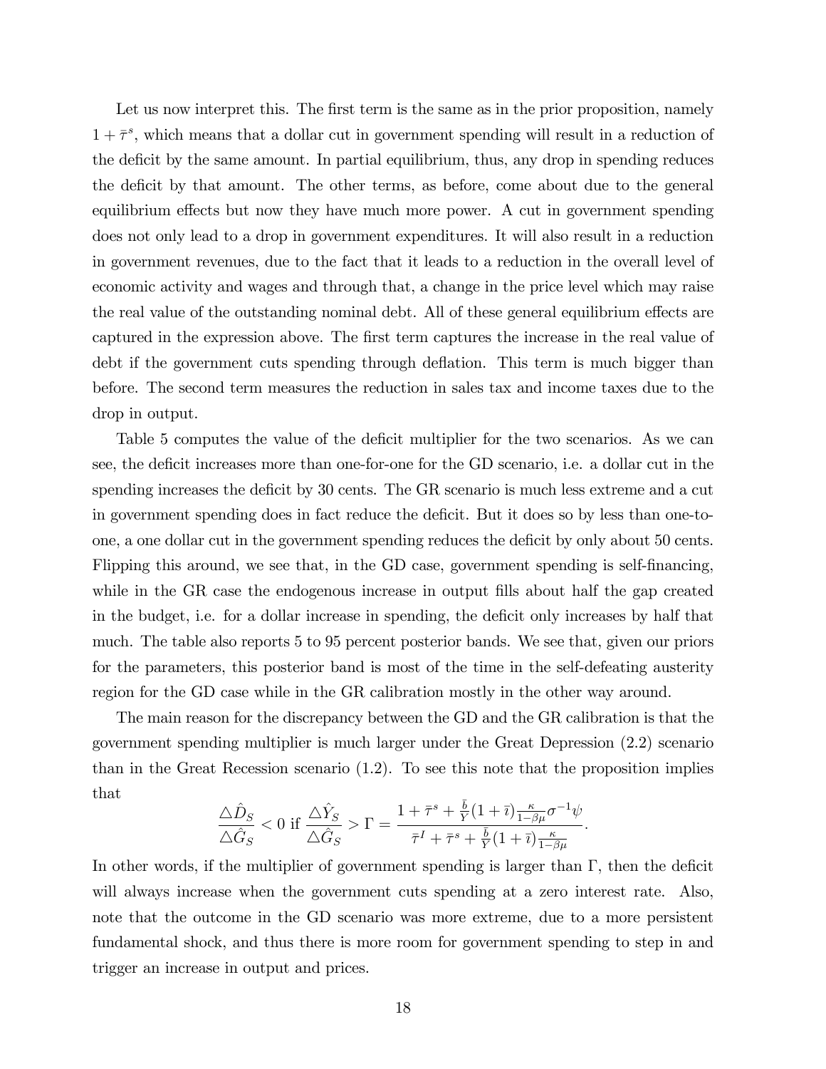Let us now interpret this. The first term is the same as in the prior proposition, namely $1 + \bar{\tau}^s$, which means that a dollar cut in government spending will result in a reduction of the deficit by the same amount. In partial equilibrium, thus, any drop in spending reduces the deficit by that amount. The other terms, as before, come about due to the general equilibrium effects but now they have much more power. A cut in government spending does not only lead to a drop in government expenditures. It will also result in a reduction in government revenues, due to the fact that it leads to a reduction in the overall level of economic activity and wages and through that, a change in the price level which may raise the real value of the outstanding nominal debt. All of these general equilibrium effects are captured in the expression above. The first term captures the increase in the real value of debt if the government cuts spending through deflation. This term is much bigger than before. The second term measures the reduction in sales tax and income taxes due to the drop in output.

Table 5 computes the value of the deficit multiplier for the two scenarios. As we can see, the deficit increases more than one-for-one for the GD scenario, i.e. a dollar cut in the spending increases the deficit by 30 cents. The GR scenario is much less extreme and a cut in government spending does in fact reduce the deficit. But it does so by less than one-to-one, a one dollar cut in the government spending reduces the deficit by only about 50 cents. Flipping this around, we see that, in the GD case, government spending is self-financing, while in the GR case the endogenous increase in output fills about half the gap created in the budget, i.e. for a dollar increase in spending, the deficit only increases by half that much. The table also reports 5 to 95 percent posterior bands. We see that, given our priors for the parameters, this posterior band is most of the time in the self-defeating austerity region for the GD case while in the GR calibration mostly in the other way around.

The main reason for the discrepancy between the GD and the GR calibration is that the government spending multiplier is much larger under the Great Depression (2.2) scenario than in the Great Recession scenario (1.2). To see this note that the proposition implies that

$$\frac{\triangle \hat{D}_S}{\triangle \hat{G}_S} < 0 \text{ if } \frac{\triangle \hat{Y}_S}{\triangle \hat{G}_S} > \Gamma = \frac{1 + \bar{\tau}^s + \frac{\bar{b}}{Y}(1+\bar{\imath})\frac{\kappa}{1-\beta\mu}\sigma^{-1}\psi}{\bar{\tau}^I + \bar{\tau}^s + \frac{\bar{b}}{Y}(1+\bar{\imath})\frac{\kappa}{1-\beta\mu}}.$$

In other words, if the multiplier of government spending is larger than $\Gamma$, then the deficit will always increase when the government cuts spending at a zero interest rate. Also, note that the outcome in the GD scenario was more extreme, due to a more persistent fundamental shock, and thus there is more room for government spending to step in and trigger an increase in output and prices.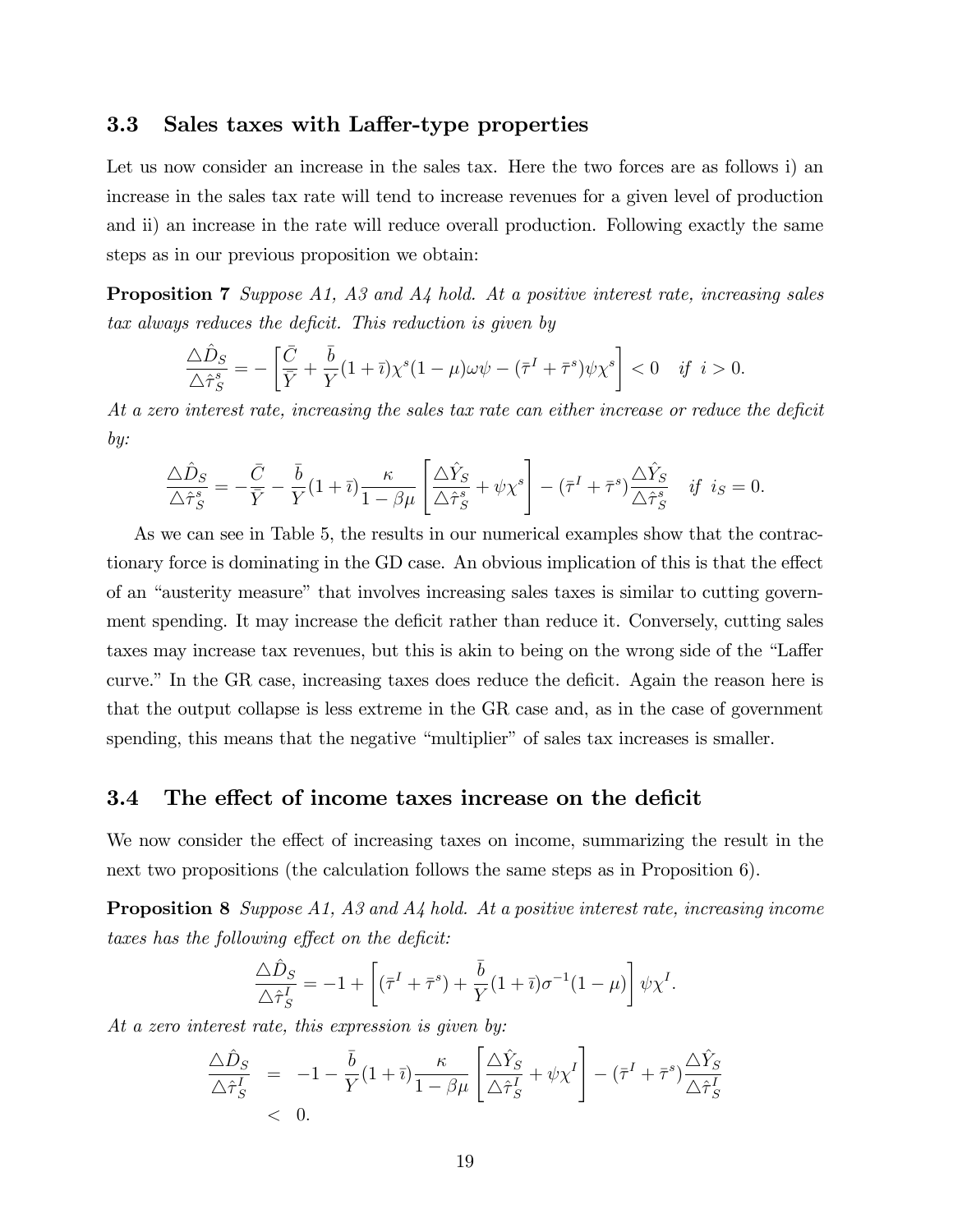### 3.3 Sales taxes with Laffer-type properties

Let us now consider an increase in the sales tax. Here the two forces are as follows i) an increase in the sales tax rate will tend to increase revenues for a given level of production and ii) an increase in the rate will reduce overall production. Following exactly the same steps as in our previous proposition we obtain:

**Proposition 7** *Suppose A1, A3 and A4 hold. At a positive interest rate, increasing sales tax always reduces the deficit. This reduction is given by*

$$\frac{\triangle \hat{D}_S}{\triangle \hat{\tau}_S^s} = -\left[\frac{\bar{C}}{\bar{Y}} + \frac{\bar{b}}{Y}(1+\bar{\imath})\chi^s(1-\mu)\omega\psi - (\bar{\tau}^I + \bar{\tau}^s)\psi\chi^s\right] < 0 \quad \text{if } i > 0.$$

*At a zero interest rate, increasing the sales tax rate can either increase or reduce the deficit by:*

$$\frac{\triangle \hat{D}_S}{\triangle \hat{\tau}_S^s} = -\frac{\bar{C}}{\bar{Y}} - \frac{\bar{b}}{Y}(1+\bar{\imath})\frac{\kappa}{1-\beta\mu}\left[\frac{\triangle \hat{Y}_S}{\triangle \hat{\tau}_S^s} + \psi\chi^s\right] - (\bar{\tau}^I + \bar{\tau}^s)\frac{\triangle \hat{Y}_S}{\triangle \hat{\tau}_S^s} \quad \text{if } i_S = 0.$$

As we can see in Table 5, the results in our numerical examples show that the contractionary force is dominating in the GD case. An obvious implication of this is that the effect of an "austerity measure" that involves increasing sales taxes is similar to cutting government spending. It may increase the deficit rather than reduce it. Conversely, cutting sales taxes may increase tax revenues, but this is akin to being on the wrong side of the "Laffer curve." In the GR case, increasing taxes does reduce the deficit. Again the reason here is that the output collapse is less extreme in the GR case and, as in the case of government spending, this means that the negative "multiplier" of sales tax increases is smaller.

### 3.4 The effect of income taxes increase on the deficit

We now consider the effect of increasing taxes on income, summarizing the result in the next two propositions (the calculation follows the same steps as in Proposition 6).

**Proposition 8** *Suppose A1, A3 and A4 hold. At a positive interest rate, increasing income taxes has the following effect on the deficit:*

$$\frac{\triangle \hat{D}_S}{\triangle \hat{\tau}_S^I} = -1 + \left[(\bar{\tau}^I + \bar{\tau}^s) + \frac{\bar{b}}{Y}(1+\bar{\imath})\sigma^{-1}(1-\mu)\right]\psi\chi^I.$$

*At a zero interest rate, this expression is given by:*

$$\begin{aligned}
\frac{\triangle \hat{D}_S}{\triangle \hat{\tau}_S^I} &= -1 - \frac{\bar{b}}{Y}(1+\bar{\imath})\frac{\kappa}{1-\beta\mu}\left[\frac{\triangle \hat{Y}_S}{\triangle \hat{\tau}_S^I} + \psi\chi^I\right] - (\bar{\tau}^I + \bar{\tau}^s)\frac{\triangle \hat{Y}_S}{\triangle \hat{\tau}_S^I} \\
&< 0.
\end{aligned}$$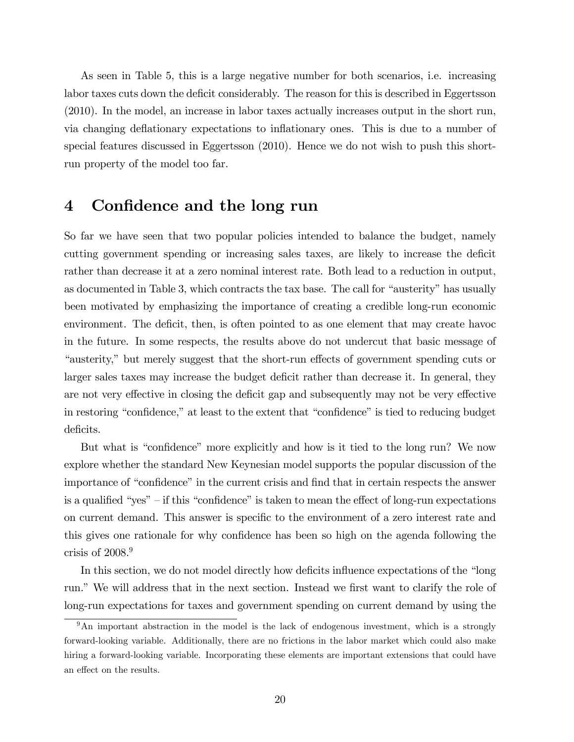As seen in Table 5, this is a large negative number for both scenarios, i.e. increasing labor taxes cuts down the deficit considerably. The reason for this is described in Eggertsson (2010). In the model, an increase in labor taxes actually increases output in the short run, via changing deflationary expectations to inflationary ones. This is due to a number of special features discussed in Eggertsson (2010). Hence we do not wish to push this short-run property of the model too far.

# 4 Confidence and the long run

So far we have seen that two popular policies intended to balance the budget, namely cutting government spending or increasing sales taxes, are likely to increase the deficit rather than decrease it at a zero nominal interest rate. Both lead to a reduction in output, as documented in Table 3, which contracts the tax base. The call for "austerity" has usually been motivated by emphasizing the importance of creating a credible long-run economic environment. The deficit, then, is often pointed to as one element that may create havoc in the future. In some respects, the results above do not undercut that basic message of "austerity," but merely suggest that the short-run effects of government spending cuts or larger sales taxes may increase the budget deficit rather than decrease it. In general, they are not very effective in closing the deficit gap and subsequently may not be very effective in restoring "confidence," at least to the extent that "confidence" is tied to reducing budget deficits.

But what is "confidence" more explicitly and how is it tied to the long run? We now explore whether the standard New Keynesian model supports the popular discussion of the importance of "confidence" in the current crisis and find that in certain respects the answer is a qualified "yes" – if this "confidence" is taken to mean the effect of long-run expectations on current demand. This answer is specific to the environment of a zero interest rate and this gives one rationale for why confidence has been so high on the agenda following the crisis of 2008.[9]

In this section, we do not model directly how deficits influence expectations of the "long run." We will address that in the next section. Instead we first want to clarify the role of long-run expectations for taxes and government spending on current demand by using the

[9] An important abstraction in the model is the lack of endogenous investment, which is a strongly forward-looking variable. Additionally, there are no frictions in the labor market which could also make hiring a forward-looking variable. Incorporating these elements are important extensions that could have an effect on the results.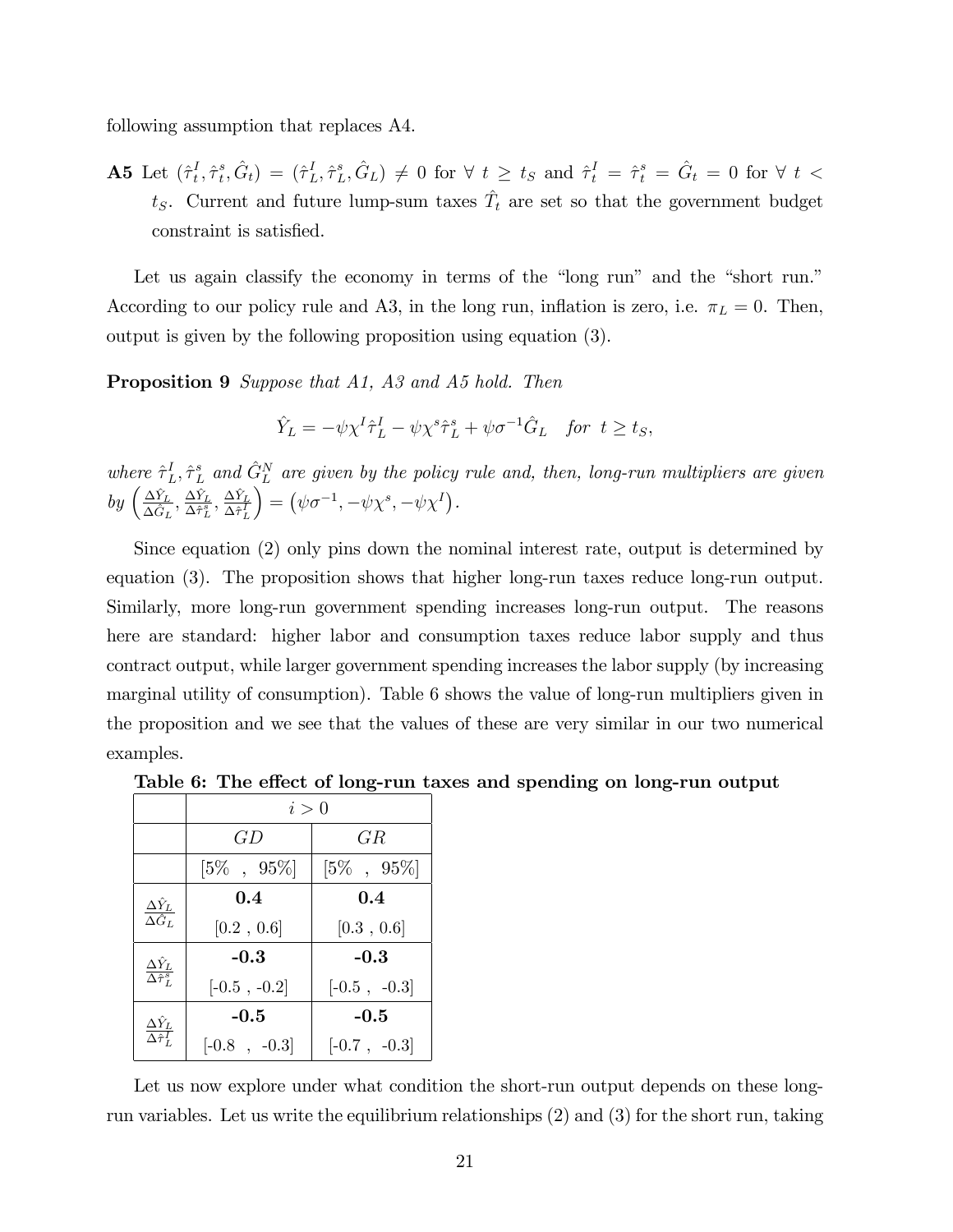following assumption that replaces A4.

**A5** Let $(\hat{\tau}^I_t, \hat{\tau}^s_t, \hat{G}_t) = (\hat{\tau}^I_L, \hat{\tau}^s_L, \hat{G}_L) \neq 0$ for $\forall\ t \geq t_S$ and $\hat{\tau}^I_t = \hat{\tau}^s_t = \hat{G}_t = 0$ for $\forall\ t < t_S$. Current and future lump-sum taxes $\hat{T}_t$ are set so that the government budget constraint is satisfied.

Let us again classify the economy in terms of the "long run" and the "short run." According to our policy rule and A3, in the long run, inflation is zero, i.e. $\pi_L = 0$. Then, output is given by the following proposition using equation (3).

**Proposition 9** *Suppose that A1, A3 and A5 hold. Then*

$$\hat{Y}_L = -\psi\chi^I\hat{\tau}^I_L - \psi\chi^s\hat{\tau}^s_L + \psi\sigma^{-1}\hat{G}_L \quad \textit{for} \ \ t \geq t_S,$$

*where $\hat{\tau}^I_L, \hat{\tau}^s_L$ and $\hat{G}^N_L$ are given by the policy rule and, then, long-run multipliers are given by $\left(\frac{\Delta\hat{Y}_L}{\Delta\hat{G}_L}, \frac{\Delta\hat{Y}_L}{\Delta\hat{\tau}^s_L}, \frac{\Delta\hat{Y}_L}{\Delta\hat{\tau}^I_L}\right) = \left(\psi\sigma^{-1}, -\psi\chi^s, -\psi\chi^I\right)$.*

Since equation (2) only pins down the nominal interest rate, output is determined by equation (3). The proposition shows that higher long-run taxes reduce long-run output. Similarly, more long-run government spending increases long-run output. The reasons here are standard: higher labor and consumption taxes reduce labor supply and thus contract output, while larger government spending increases the labor supply (by increasing marginal utility of consumption). Table 6 shows the value of long-run multipliers given in the proposition and we see that the values of these are very similar in our two numerical examples.

**Table 6: The effect of long-run taxes and spending on long-run output**

| | $i > 0$ | |
|---|---|---|
| | $GD$ | $GR$ |
| | [5% , 95%] | [5% , 95%] |
| $\frac{\Delta\hat{Y}_L}{\Delta\hat{G}_L}$ | **0.4** | **0.4** |
| | [0.2 , 0.6] | [0.3 , 0.6] |
| $\frac{\Delta\hat{Y}_L}{\Delta\hat{\tau}^s_L}$ | **-0.3** | **-0.3** |
| | [-0.5 , -0.2] | [-0.5 , -0.3] |
| $\frac{\Delta\hat{Y}_L}{\Delta\hat{\tau}^I_L}$ | **-0.5** | **-0.5** |
| | [-0.8 , -0.3] | [-0.7 , -0.3] |

Let us now explore under what condition the short-run output depends on these long-run variables. Let us write the equilibrium relationships (2) and (3) for the short run, taking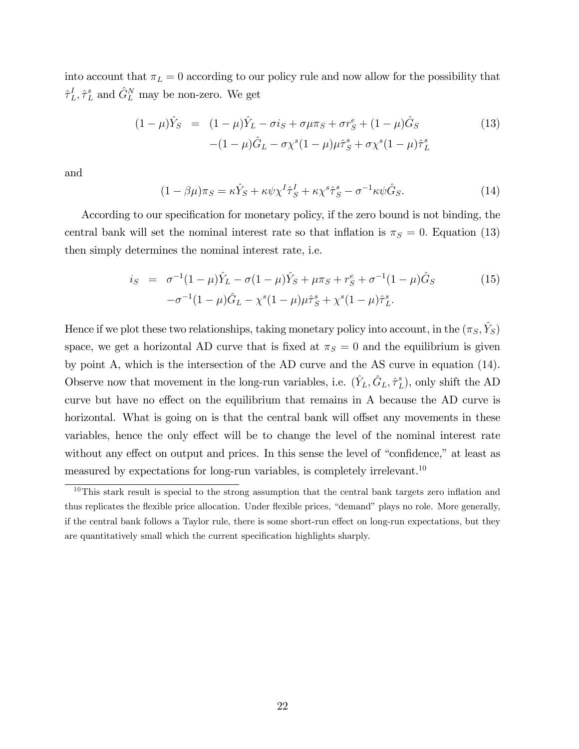into account that $\pi_L = 0$ according to our policy rule and now allow for the possibility that $\hat{\tau}_L^I, \hat{\tau}_L^s$ and $\hat{G}_L^N$ may be non-zero. We get

$$
\begin{aligned}
(1-\mu)\hat{Y}_S &= (1-\mu)\hat{Y}_L - \sigma i_S + \sigma\mu\pi_S + \sigma r_S^e + (1-\mu)\hat{G}_S \\
&\quad -(1-\mu)\hat{G}_L - \sigma\chi^s(1-\mu)\mu\hat{\tau}_S^s + \sigma\chi^s(1-\mu)\hat{\tau}_L^s
\end{aligned} \tag{13}
$$

and

$$
(1-\beta\mu)\pi_S = \kappa\hat{Y}_S + \kappa\psi\chi^I\hat{\tau}_S^I + \kappa\chi^s\hat{\tau}_S^s - \sigma^{-1}\kappa\psi\hat{G}_S. \tag{14}
$$

According to our specification for monetary policy, if the zero bound is not binding, the central bank will set the nominal interest rate so that inflation is $\pi_S = 0$. Equation (13) then simply determines the nominal interest rate, i.e.

$$
\begin{aligned}
i_S &= \sigma^{-1}(1-\mu)\hat{Y}_L - \sigma(1-\mu)\hat{Y}_S + \mu\pi_S + r_S^e + \sigma^{-1}(1-\mu)\hat{G}_S \\
&\quad -\sigma^{-1}(1-\mu)\hat{G}_L - \chi^s(1-\mu)\mu\hat{\tau}_S^s + \chi^s(1-\mu)\hat{\tau}_L^s.
\end{aligned} \tag{15}
$$

Hence if we plot these two relationships, taking monetary policy into account, in the $(\pi_S, \hat{Y}_S)$ space, we get a horizontal AD curve that is fixed at $\pi_S = 0$ and the equilibrium is given by point A, which is the intersection of the AD curve and the AS curve in equation (14). Observe now that movement in the long-run variables, i.e. $(\hat{Y}_L, \hat{G}_L, \hat{\tau}_L^s)$, only shift the AD curve but have no effect on the equilibrium that remains in A because the AD curve is horizontal. What is going on is that the central bank will offset any movements in these variables, hence the only effect will be to change the level of the nominal interest rate without any effect on output and prices. In this sense the level of "confidence," at least as measured by expectations for long-run variables, is completely irrelevant.[10]

[10] This stark result is special to the strong assumption that the central bank targets zero inflation and thus replicates the flexible price allocation. Under flexible prices, "demand" plays no role. More generally, if the central bank follows a Taylor rule, there is some short-run effect on long-run expectations, but they are quantitatively small which the current specification highlights sharply.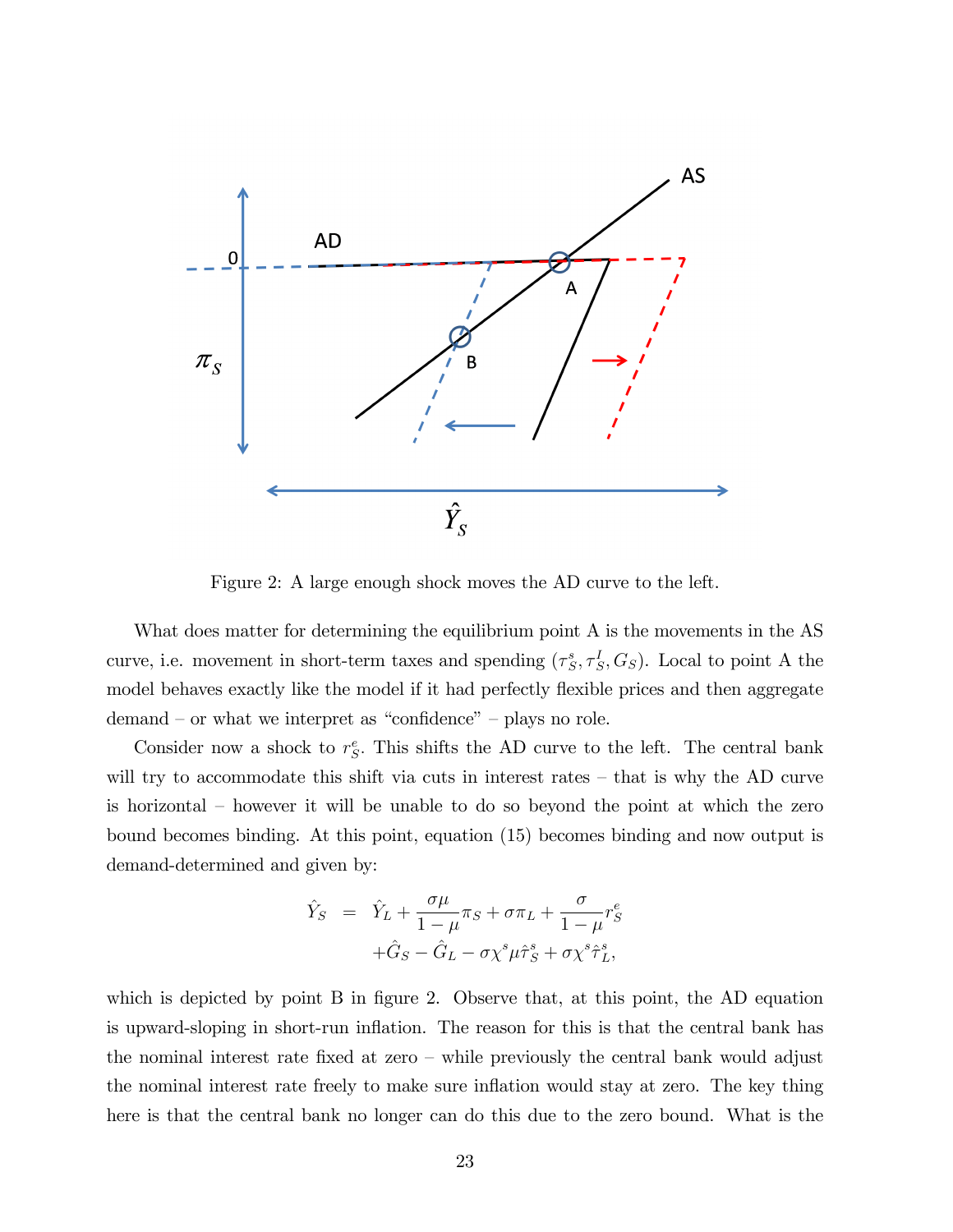Figure 2: A large enough shock moves the AD curve to the left.

What does matter for determining the equilibrium point A is the movements in the AS curve, i.e. movement in short-term taxes and spending $(\tau_S^s, \tau_S^I, G_S)$. Local to point A the model behaves exactly like the model if it had perfectly flexible prices and then aggregate demand – or what we interpret as "confidence" – plays no role.

Consider now a shock to $r_S^e$. This shifts the AD curve to the left. The central bank will try to accommodate this shift via cuts in interest rates – that is why the AD curve is horizontal – however it will be unable to do so beyond the point at which the zero bound becomes binding. At this point, equation (15) becomes binding and now output is demand-determined and given by:

$$
\begin{aligned}
\hat{Y}_S &= \hat{Y}_L + \frac{\sigma\mu}{1-\mu}\pi_S + \sigma\pi_L + \frac{\sigma}{1-\mu}r_S^e \\
&\quad + \hat{G}_S - \hat{G}_L - \sigma\chi^s\mu\hat{\tau}_S^s + \sigma\chi^s\hat{\tau}_L^s,
\end{aligned}
$$

which is depicted by point B in figure 2. Observe that, at this point, the AD equation is upward-sloping in short-run inflation. The reason for this is that the central bank has the nominal interest rate fixed at zero – while previously the central bank would adjust the nominal interest rate freely to make sure inflation would stay at zero. The key thing here is that the central bank no longer can do this due to the zero bound. What is the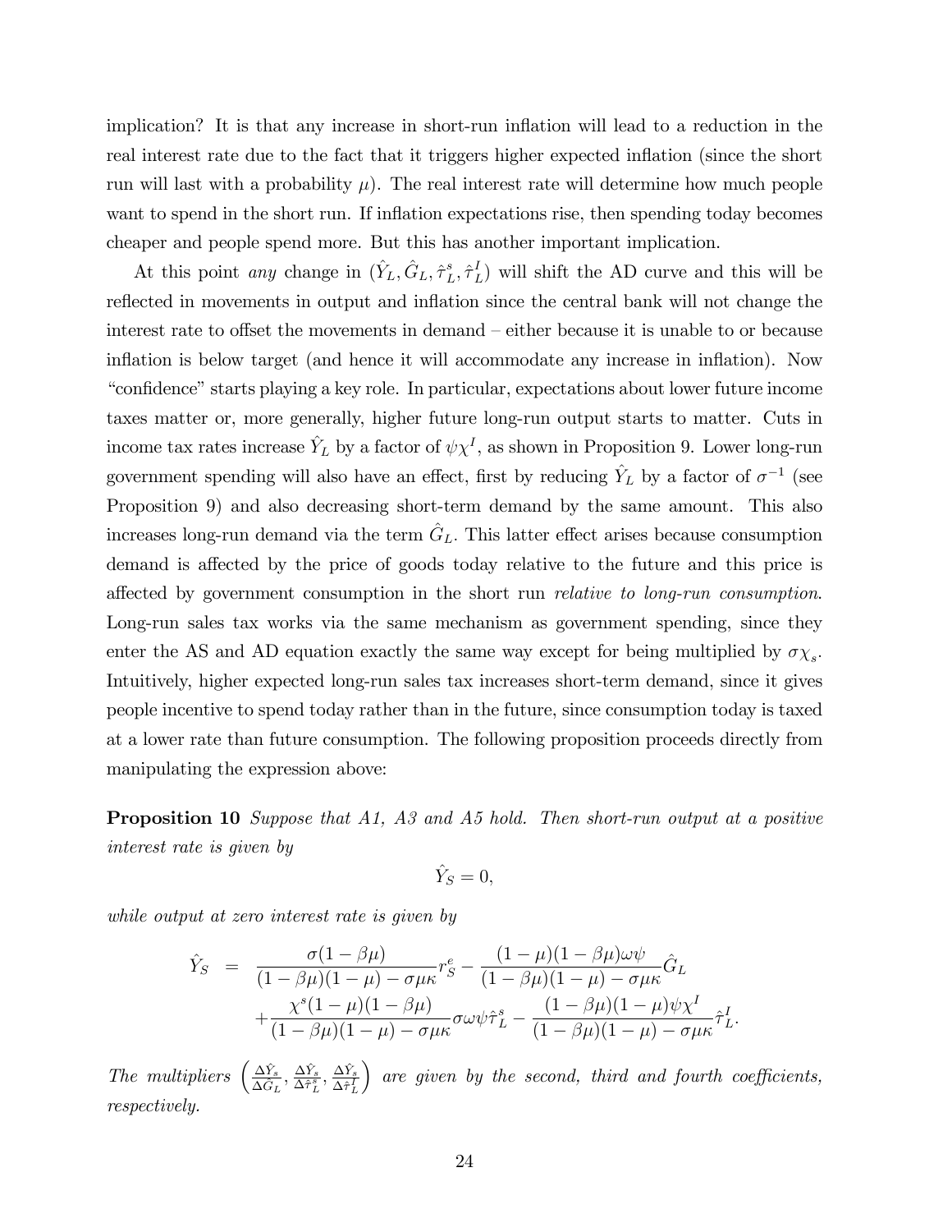implication? It is that any increase in short-run inflation will lead to a reduction in the real interest rate due to the fact that it triggers higher expected inflation (since the short run will last with a probability $\mu$). The real interest rate will determine how much people want to spend in the short run. If inflation expectations rise, then spending today becomes cheaper and people spend more. But this has another important implication.

At this point *any* change in $(\hat{Y}_L, \hat{G}_L, \hat{\tau}_L^s, \hat{\tau}_L^I)$ will shift the AD curve and this will be reflected in movements in output and inflation since the central bank will not change the interest rate to offset the movements in demand – either because it is unable to or because inflation is below target (and hence it will accommodate any increase in inflation). Now "confidence" starts playing a key role. In particular, expectations about lower future income taxes matter or, more generally, higher future long-run output starts to matter. Cuts in income tax rates increase $\hat{Y}_L$ by a factor of $\psi\chi^I$, as shown in Proposition 9. Lower long-run government spending will also have an effect, first by reducing $\hat{Y}_L$ by a factor of $\sigma^{-1}$ (see Proposition 9) and also decreasing short-term demand by the same amount. This also increases long-run demand via the term $\hat{G}_L$. This latter effect arises because consumption demand is affected by the price of goods today relative to the future and this price is affected by government consumption in the short run *relative to long-run consumption*. Long-run sales tax works via the same mechanism as government spending, since they enter the AS and AD equation exactly the same way except for being multiplied by $\sigma\chi_s$. Intuitively, higher expected long-run sales tax increases short-term demand, since it gives people incentive to spend today rather than in the future, since consumption today is taxed at a lower rate than future consumption. The following proposition proceeds directly from manipulating the expression above:

**Proposition 10** *Suppose that A1, A3 and A5 hold. Then short-run output at a positive interest rate is given by*

$$\hat{Y}_S = 0,$$

*while output at zero interest rate is given by*

$$\begin{aligned}
\hat{Y}_S &= \frac{\sigma(1-\beta\mu)}{(1-\beta\mu)(1-\mu)-\sigma\mu\kappa} r_S^e - \frac{(1-\mu)(1-\beta\mu)\omega\psi}{(1-\beta\mu)(1-\mu)-\sigma\mu\kappa}\hat{G}_L \\
&\quad + \frac{\chi^s(1-\mu)(1-\beta\mu)}{(1-\beta\mu)(1-\mu)-\sigma\mu\kappa}\sigma\omega\psi\hat{\tau}_L^s - \frac{(1-\beta\mu)(1-\mu)\psi\chi^I}{(1-\beta\mu)(1-\mu)-\sigma\mu\kappa}\hat{\tau}_L^I.
\end{aligned}$$

*The multipliers* $\left(\frac{\Delta\hat{Y}_s}{\Delta\hat{G}_L}, \frac{\Delta\hat{Y}_s}{\Delta\hat{\tau}_L^s}, \frac{\Delta\hat{Y}_s}{\Delta\hat{\tau}_L^I}\right)$ *are given by the second, third and fourth coefficients, respectively.*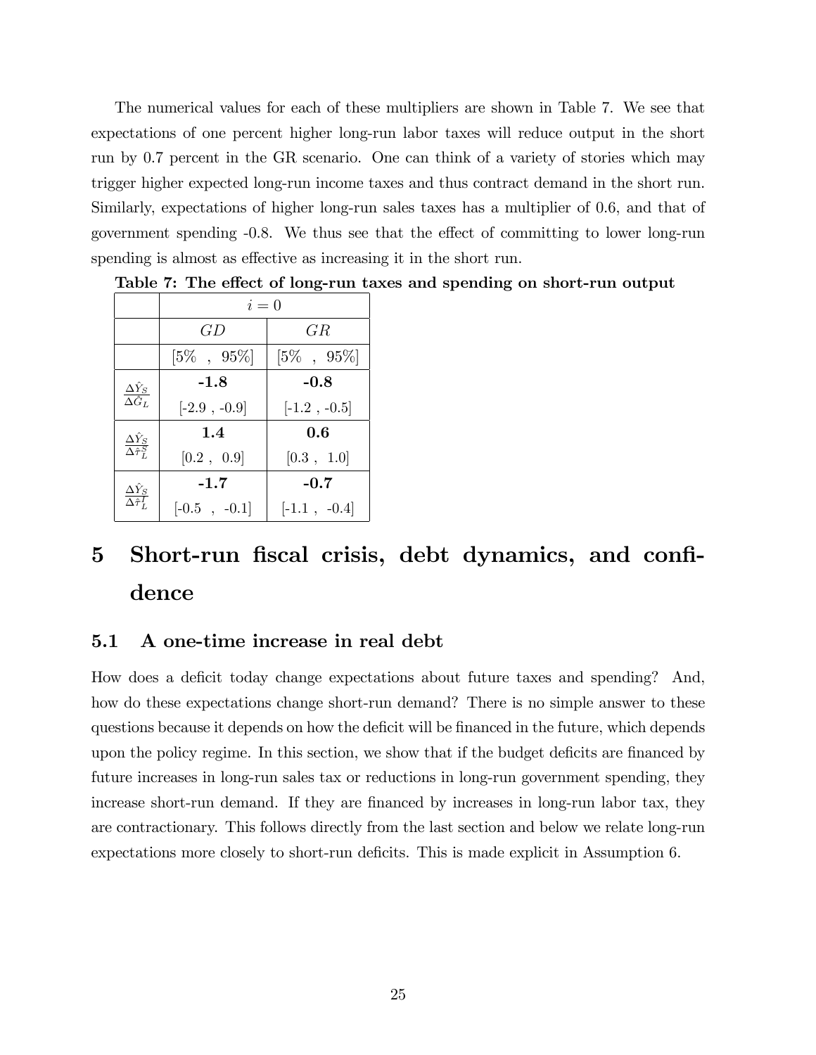The numerical values for each of these multipliers are shown in Table 7. We see that expectations of one percent higher long-run labor taxes will reduce output in the short run by 0.7 percent in the GR scenario. One can think of a variety of stories which may trigger higher expected long-run income taxes and thus contract demand in the short run. Similarly, expectations of higher long-run sales taxes has a multiplier of 0.6, and that of government spending -0.8. We thus see that the effect of committing to lower long-run spending is almost as effective as increasing it in the short run.

**Table 7: The effect of long-run taxes and spending on short-run output**

| | $i = 0$ | |
|---|---|---|
| | $GD$ | $GR$ |
| | [5% , 95%] | [5% , 95%] |
| $\frac{\Delta \hat{Y}_S}{\Delta \hat{G}_L}$ | **-1.8** | **-0.8** |
| | [-2.9 , -0.9] | [-1.2 , -0.5] |
| $\frac{\Delta \hat{Y}_S}{\Delta \hat{\tau}_L^S}$ | **1.4** | **0.6** |
| | [0.2 , 0.9] | [0.3 , 1.0] |
| $\frac{\Delta \hat{Y}_S}{\Delta \hat{\tau}_L^I}$ | **-1.7** | **-0.7** |
| | [-0.5 , -0.1] | [-1.1 , -0.4] |

# 5 Short-run fiscal crisis, debt dynamics, and confidence

## 5.1 A one-time increase in real debt

How does a deficit today change expectations about future taxes and spending? And, how do these expectations change short-run demand? There is no simple answer to these questions because it depends on how the deficit will be financed in the future, which depends upon the policy regime. In this section, we show that if the budget deficits are financed by future increases in long-run sales tax or reductions in long-run government spending, they increase short-run demand. If they are financed by increases in long-run labor tax, they are contractionary. This follows directly from the last section and below we relate long-run expectations more closely to short-run deficits. This is made explicit in Assumption 6.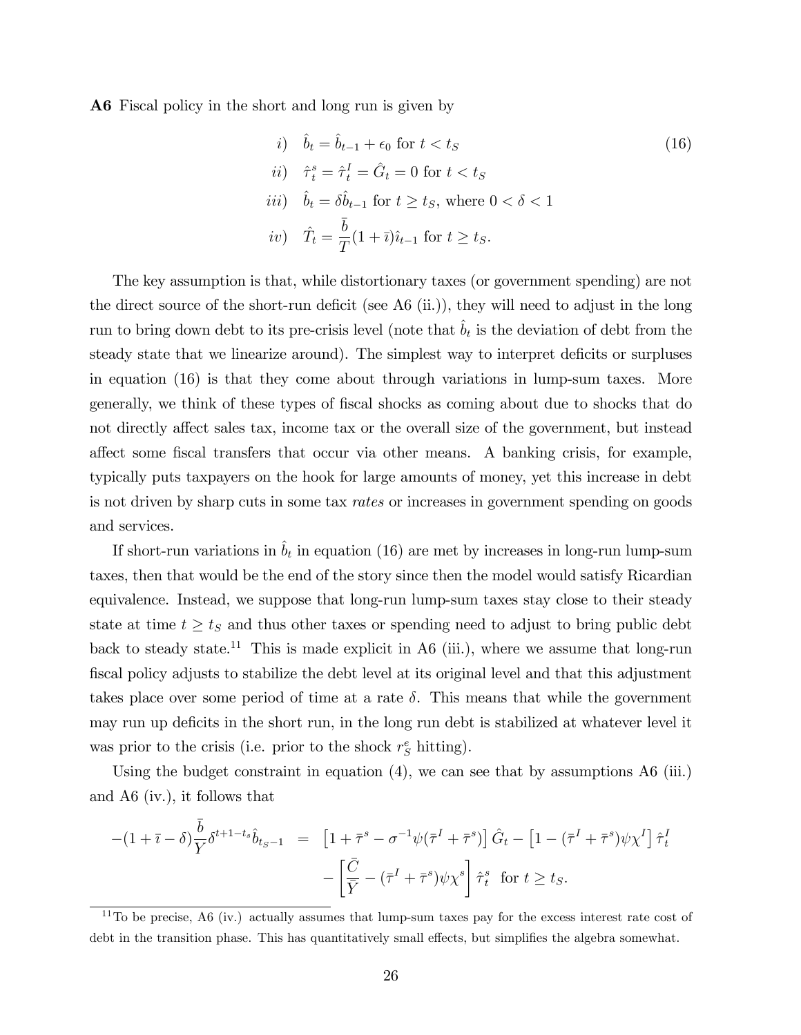**A6** Fiscal policy in the short and long run is given by

$$
\begin{aligned}
&i) \quad \hat{b}_t = \hat{b}_{t-1} + \epsilon_0 \text{ for } t < t_S \\
&ii) \quad \hat{\tau}^s_t = \hat{\tau}^I_t = \hat{G}_t = 0 \text{ for } t < t_S \\
&iii) \quad \hat{b}_t = \delta \hat{b}_{t-1} \text{ for } t \geq t_S, \text{ where } 0 < \delta < 1 \\
&iv) \quad \hat{T}_t = \frac{\bar{b}}{\bar{T}}(1+\bar{\imath})\hat{\imath}_{t-1} \text{ for } t \geq t_S.
\end{aligned} \tag{16}
$$

The key assumption is that, while distortionary taxes (or government spending) are not the direct source of the short-run deficit (see A6 (ii.)), they will need to adjust in the long run to bring down debt to its pre-crisis level (note that $\hat{b}_t$ is the deviation of debt from the steady state that we linearize around). The simplest way to interpret deficits or surpluses in equation (16) is that they come about through variations in lump-sum taxes. More generally, we think of these types of fiscal shocks as coming about due to shocks that do not directly affect sales tax, income tax or the overall size of the government, but instead affect some fiscal transfers that occur via other means. A banking crisis, for example, typically puts taxpayers on the hook for large amounts of money, yet this increase in debt is not driven by sharp cuts in some tax *rates* or increases in government spending on goods and services.

If short-run variations in $\hat{b}_t$ in equation (16) are met by increases in long-run lump-sum taxes, then that would be the end of the story since then the model would satisfy Ricardian equivalence. Instead, we suppose that long-run lump-sum taxes stay close to their steady state at time $t \geq t_S$ and thus other taxes or spending need to adjust to bring public debt back to steady state.[11] This is made explicit in A6 (iii.), where we assume that long-run fiscal policy adjusts to stabilize the debt level at its original level and that this adjustment takes place over some period of time at a rate $\delta$. This means that while the government may run up deficits in the short run, in the long run debt is stabilized at whatever level it was prior to the crisis (i.e. prior to the shock $r^e_S$ hitting).

Using the budget constraint in equation (4), we can see that by assumptions A6 (iii.) and A6 (iv.), it follows that

$$
\begin{aligned}
-(1+\bar{\imath}-\delta)\frac{\bar{b}}{\bar{Y}}\delta^{t+1-t_s}\hat{b}_{t_S-1} \quad &= \quad \left[1+\bar{\tau}^s - \sigma^{-1}\psi(\bar{\tau}^I+\bar{\tau}^s)\right]\hat{G}_t - \left[1-(\bar{\tau}^I+\bar{\tau}^s)\psi\chi^I\right]\hat{\tau}^I_t \\
&\quad - \left[\frac{\bar{C}}{\bar{Y}} - (\bar{\tau}^I+\bar{\tau}^s)\psi\chi^s\right]\hat{\tau}^s_t \;\; \text{for } t \geq t_S.
\end{aligned}
$$

[11] To be precise, A6 (iv.) actually assumes that lump-sum taxes pay for the excess interest rate cost of debt in the transition phase. This has quantitatively small effects, but simplifies the algebra somewhat.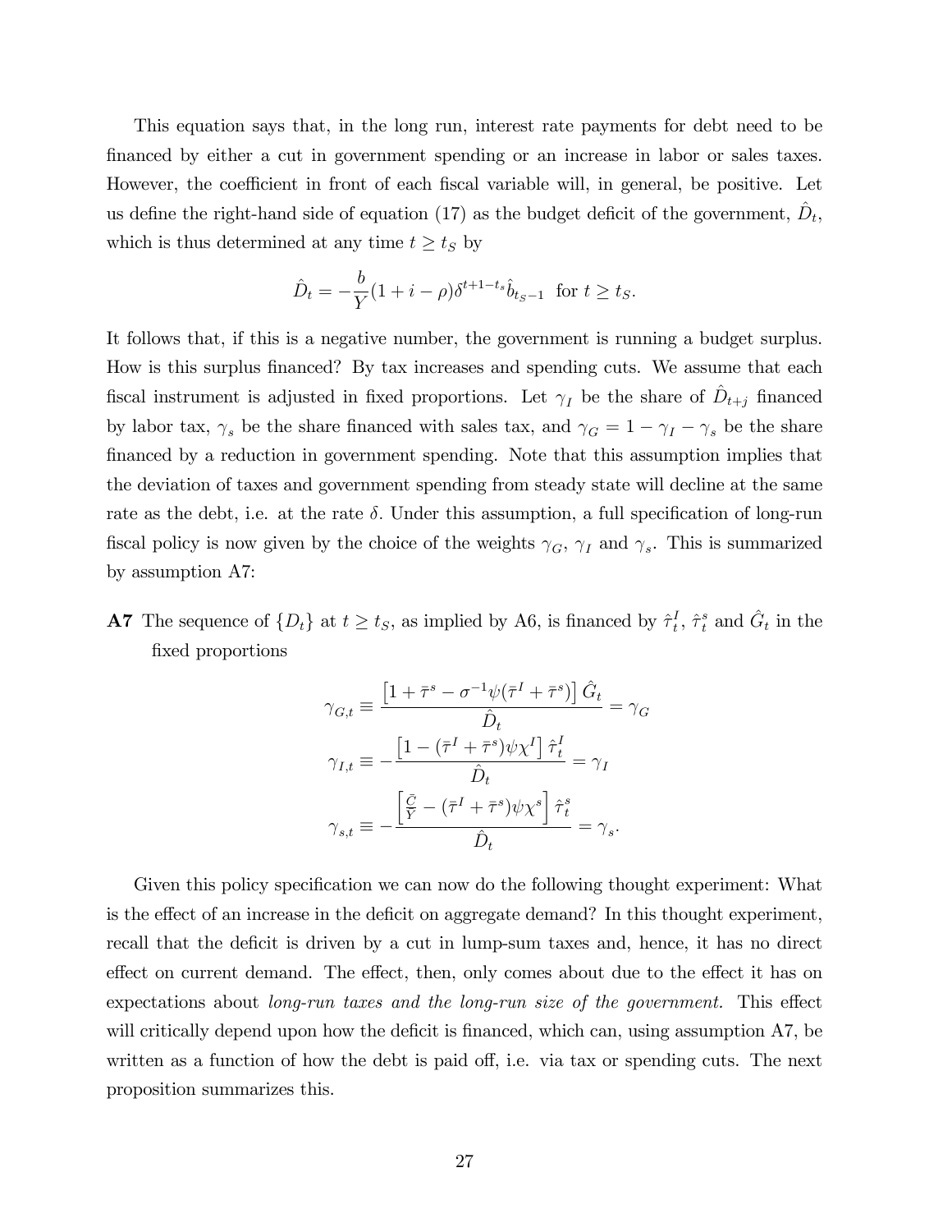This equation says that, in the long run, interest rate payments for debt need to be financed by either a cut in government spending or an increase in labor or sales taxes. However, the coefficient in front of each fiscal variable will, in general, be positive. Let us define the right-hand side of equation (17) as the budget deficit of the government, $\hat{D}_t$, which is thus determined at any time $t \geq t_S$ by

$$\hat{D}_t = -\frac{b}{Y}(1 + i - \rho)\delta^{t+1-t_s}\hat{b}_{t_S-1} \text{ for } t \geq t_S.$$

It follows that, if this is a negative number, the government is running a budget surplus. How is this surplus financed? By tax increases and spending cuts. We assume that each fiscal instrument is adjusted in fixed proportions. Let $\gamma_I$ be the share of $\hat{D}_{t+j}$ financed by labor tax, $\gamma_s$ be the share financed with sales tax, and $\gamma_G = 1 - \gamma_I - \gamma_s$ be the share financed by a reduction in government spending. Note that this assumption implies that the deviation of taxes and government spending from steady state will decline at the same rate as the debt, i.e. at the rate $\delta$. Under this assumption, a full specification of long-run fiscal policy is now given by the choice of the weights $\gamma_G$, $\gamma_I$ and $\gamma_s$. This is summarized by assumption A7:

**A7** The sequence of $\{D_t\}$ at $t \geq t_S$, as implied by A6, is financed by $\hat{\tau}_t^I$, $\hat{\tau}_t^s$ and $\hat{G}_t$ in the fixed proportions

$$\gamma_{G,t} \equiv \frac{\left[1 + \bar{\tau}^s - \sigma^{-1}\psi(\bar{\tau}^I + \bar{\tau}^s)\right]\hat{G}_t}{\hat{D}_t} = \gamma_G$$

$$\gamma_{I,t} \equiv -\frac{\left[1 - (\bar{\tau}^I + \bar{\tau}^s)\psi\chi^I\right]\hat{\tau}_t^I}{\hat{D}_t} = \gamma_I$$

$$\gamma_{s,t} \equiv -\frac{\left[\frac{\bar{C}}{\bar{Y}} - (\bar{\tau}^I + \bar{\tau}^s)\psi\chi^s\right]\hat{\tau}_t^s}{\hat{D}_t} = \gamma_s.$$

Given this policy specification we can now do the following thought experiment: What is the effect of an increase in the deficit on aggregate demand? In this thought experiment, recall that the deficit is driven by a cut in lump-sum taxes and, hence, it has no direct effect on current demand. The effect, then, only comes about due to the effect it has on expectations about *long-run taxes and the long-run size of the government.* This effect will critically depend upon how the deficit is financed, which can, using assumption A7, be written as a function of how the debt is paid off, i.e. via tax or spending cuts. The next proposition summarizes this.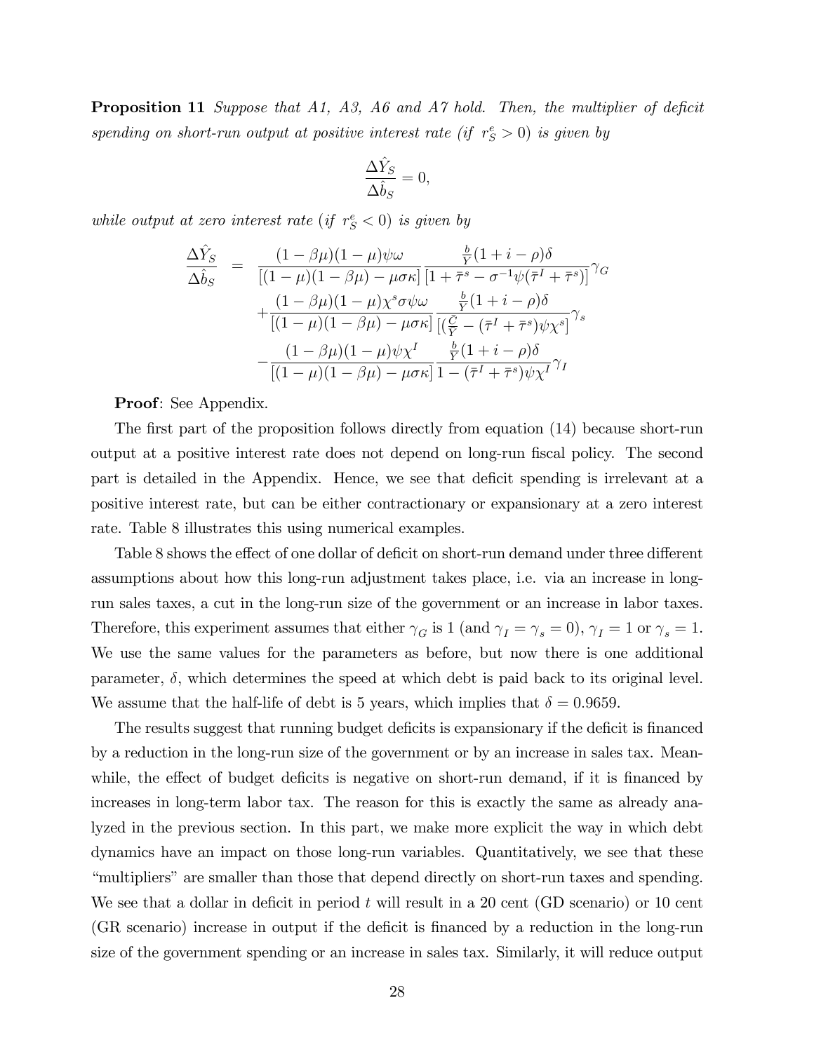**Proposition 11** *Suppose that A1, A3, A6 and A7 hold. Then, the multiplier of deficit spending on short-run output at positive interest rate (if $r_S^e > 0$) is given by*

$$\frac{\Delta \hat{Y}_S}{\Delta \hat{b}_S} = 0,$$

*while output at zero interest rate (if $r_S^e < 0$) is given by*

$$\begin{aligned}
\frac{\Delta \hat{Y}_S}{\Delta \hat{b}_S} &= \frac{(1-\beta\mu)(1-\mu)\psi\omega}{[(1-\mu)(1-\beta\mu)-\mu\sigma\kappa]} \frac{\frac{b}{Y}(1+i-\rho)\delta}{[1+\bar{\tau}^s-\sigma^{-1}\psi(\bar{\tau}^I+\bar{\tau}^s)]}\gamma_G \\
&+ \frac{(1-\beta\mu)(1-\mu)\chi^s\sigma\psi\omega}{[(1-\mu)(1-\beta\mu)-\mu\sigma\kappa]} \frac{\frac{b}{Y}(1+i-\rho)\delta}{[(\frac{\bar{C}}{\bar{Y}}-(\bar{\tau}^I+\bar{\tau}^s)\psi\chi^s]}\gamma_s \\
&- \frac{(1-\beta\mu)(1-\mu)\psi\chi^I}{[(1-\mu)(1-\beta\mu)-\mu\sigma\kappa]} \frac{\frac{b}{Y}(1+i-\rho)\delta}{1-(\bar{\tau}^I+\bar{\tau}^s)\psi\chi^I}\gamma_I
\end{aligned}$$

**Proof**: See Appendix.

The first part of the proposition follows directly from equation (14) because short-run output at a positive interest rate does not depend on long-run fiscal policy. The second part is detailed in the Appendix. Hence, we see that deficit spending is irrelevant at a positive interest rate, but can be either contractionary or expansionary at a zero interest rate. Table 8 illustrates this using numerical examples.

Table 8 shows the effect of one dollar of deficit on short-run demand under three different assumptions about how this long-run adjustment takes place, i.e. via an increase in long-run sales taxes, a cut in the long-run size of the government or an increase in labor taxes. Therefore, this experiment assumes that either $\gamma_G$ is 1 (and $\gamma_I = \gamma_s = 0$), $\gamma_I = 1$ or $\gamma_s = 1$. We use the same values for the parameters as before, but now there is one additional parameter, $\delta$, which determines the speed at which debt is paid back to its original level. We assume that the half-life of debt is 5 years, which implies that $\delta = 0.9659$.

The results suggest that running budget deficits is expansionary if the deficit is financed by a reduction in the long-run size of the government or by an increase in sales tax. Meanwhile, the effect of budget deficits is negative on short-run demand, if it is financed by increases in long-term labor tax. The reason for this is exactly the same as already analyzed in the previous section. In this part, we make more explicit the way in which debt dynamics have an impact on those long-run variables. Quantitatively, we see that these "multipliers" are smaller than those that depend directly on short-run taxes and spending. We see that a dollar in deficit in period $t$ will result in a 20 cent (GD scenario) or 10 cent (GR scenario) increase in output if the deficit is financed by a reduction in the long-run size of the government spending or an increase in sales tax. Similarly, it will reduce output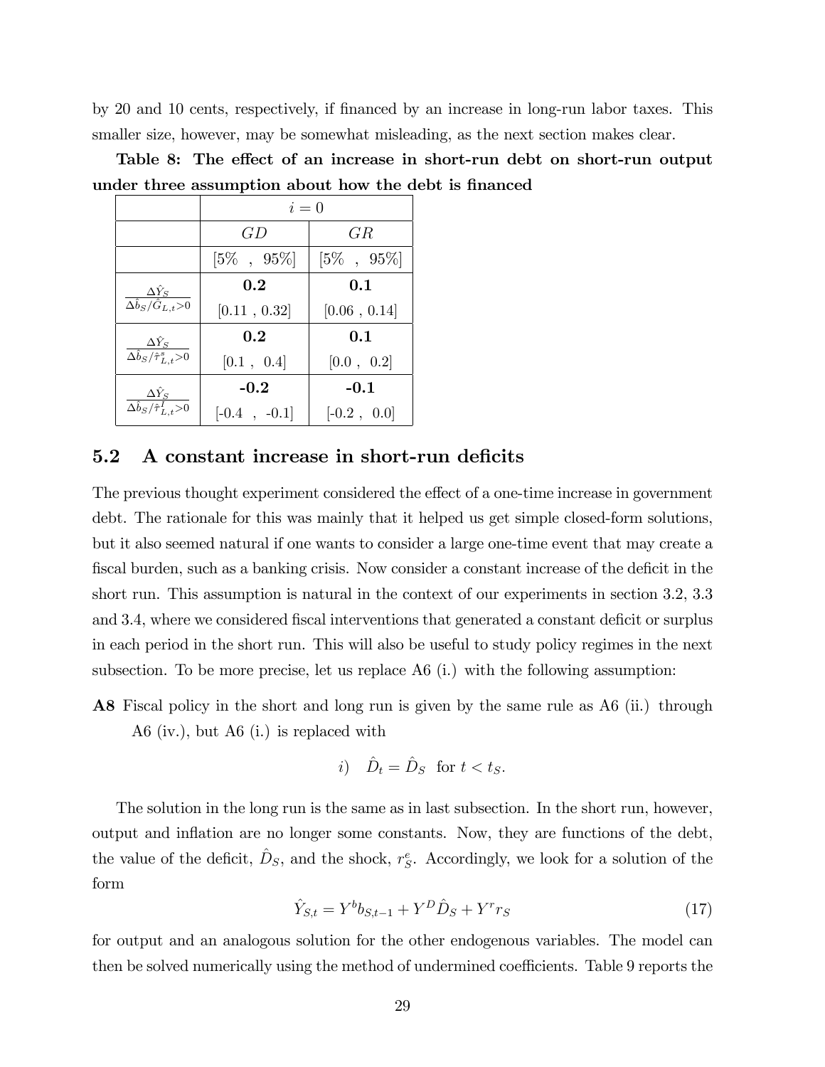by 20 and 10 cents, respectively, if financed by an increase in long-run labor taxes. This smaller size, however, may be somewhat misleading, as the next section makes clear.

**Table 8: The effect of an increase in short-run debt on short-run output under three assumption about how the debt is financed**

| | $i = 0$ | |
|---|---|---|
| | $GD$ | $GR$ |
| | [5% , 95%] | [5% , 95%] |
| $\frac{\Delta \hat{Y}_S}{\Delta \hat{b}_S / \hat{G}_{L,t} > 0}$ | **0.2** | **0.1** |
| | [0.11 , 0.32] | [0.06 , 0.14] |
| $\frac{\Delta \hat{Y}_S}{\Delta \hat{b}_S / \hat{\tau}^s_{L,t} > 0}$ | **0.2** | **0.1** |
| | [0.1 , 0.4] | [0.0 , 0.2] |
| $\frac{\Delta \hat{Y}_S}{\Delta \hat{b}_S / \hat{\tau}^I_{L,t} > 0}$ | **-0.2** | **-0.1** |
| | [-0.4 , -0.1] | [-0.2 , 0.0] |

## 5.2 A constant increase in short-run deficits

The previous thought experiment considered the effect of a one-time increase in government debt. The rationale for this was mainly that it helped us get simple closed-form solutions, but it also seemed natural if one wants to consider a large one-time event that may create a fiscal burden, such as a banking crisis. Now consider a constant increase of the deficit in the short run. This assumption is natural in the context of our experiments in section 3.2, 3.3 and 3.4, where we considered fiscal interventions that generated a constant deficit or surplus in each period in the short run. This will also be useful to study policy regimes in the next subsection. To be more precise, let us replace A6 (i.) with the following assumption:

**A8** Fiscal policy in the short and long run is given by the same rule as A6 (ii.) through A6 (iv.), but A6 (i.) is replaced with

$$i) \quad \hat{D}_t = \hat{D}_S \;\; \text{for } t < t_S.$$

The solution in the long run is the same as in last subsection. In the short run, however, output and inflation are no longer some constants. Now, they are functions of the debt, the value of the deficit, $\hat{D}_S$, and the shock, $r^e_S$. Accordingly, we look for a solution of the form

$$\hat{Y}_{S,t} = Y^b b_{S,t-1} + Y^D \hat{D}_S + Y^r r_S \tag{17}$$

for output and an analogous solution for the other endogenous variables. The model can then be solved numerically using the method of undermined coefficients. Table 9 reports the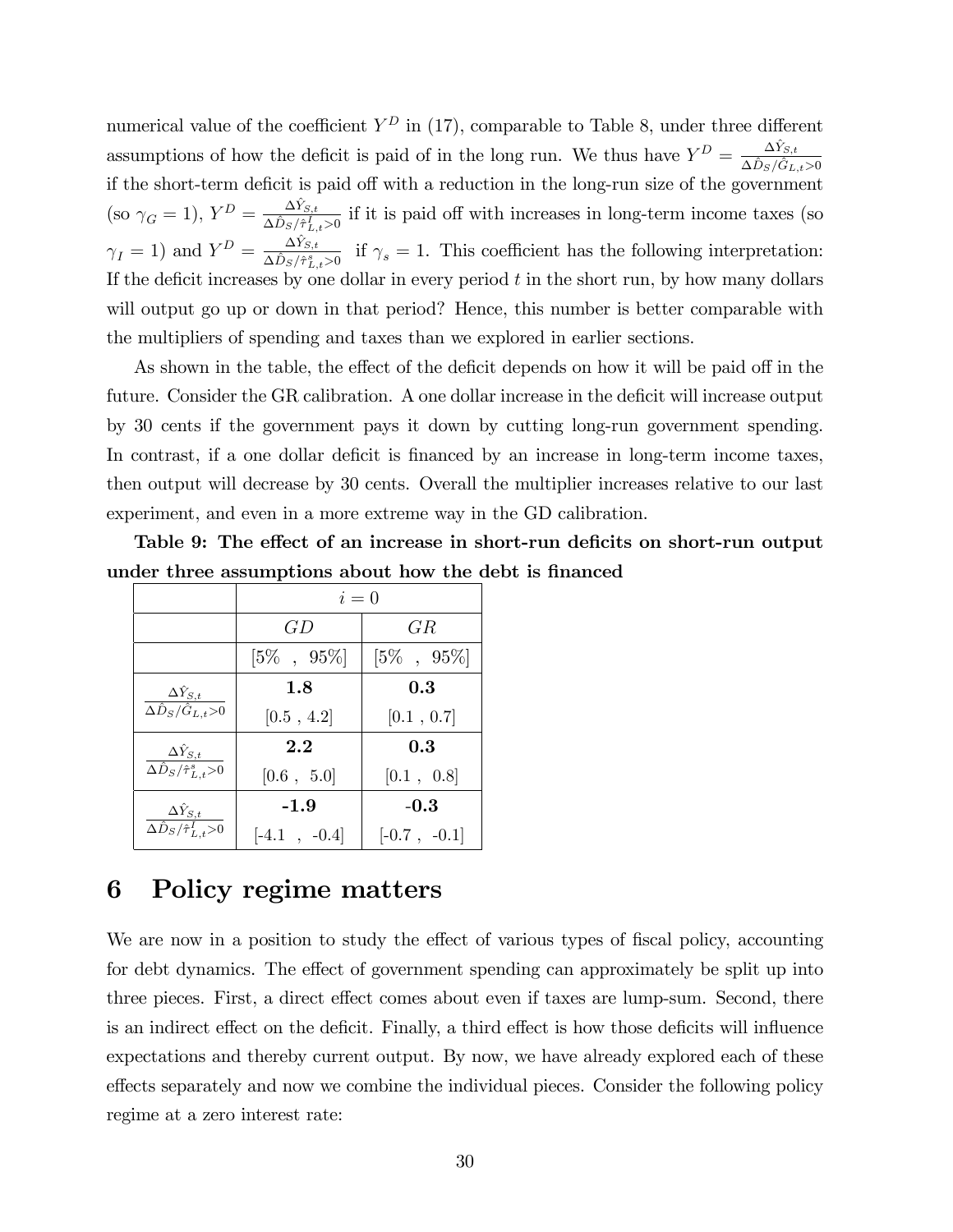numerical value of the coefficient $Y^D$ in (17), comparable to Table 8, under three different assumptions of how the deficit is paid of in the long run. We thus have $Y^D = \frac{\Delta \hat{Y}_{S,t}}{\Delta \hat{D}_S / \hat{G}_{L,t} > 0}$ if the short-term deficit is paid off with a reduction in the long-run size of the government (so $\gamma_G = 1$), $Y^D = \frac{\Delta \hat{Y}_{S,t}}{\Delta \hat{D}_S / \hat{\tau}^I_{L,t} > 0}$ if it is paid off with increases in long-term income taxes (so $\gamma_I = 1$) and $Y^D = \frac{\Delta \hat{Y}_{S,t}}{\Delta \hat{D}_S / \hat{\tau}^s_{L,t} > 0}$ if $\gamma_s = 1$. This coefficient has the following interpretation: If the deficit increases by one dollar in every period $t$ in the short run, by how many dollars will output go up or down in that period? Hence, this number is better comparable with the multipliers of spending and taxes than we explored in earlier sections.

As shown in the table, the effect of the deficit depends on how it will be paid off in the future. Consider the GR calibration. A one dollar increase in the deficit will increase output by 30 cents if the government pays it down by cutting long-run government spending. In contrast, if a one dollar deficit is financed by an increase in long-term income taxes, then output will decrease by 30 cents. Overall the multiplier increases relative to our last experiment, and even in a more extreme way in the GD calibration.

**Table 9: The effect of an increase in short-run deficits on short-run output under three assumptions about how the debt is financed**

| | $i = 0$ | |
|---|---|---|
| | $GD$ | $GR$ |
| | [5% , 95%] | [5% , 95%] |
| $\frac{\Delta \hat{Y}_{S,t}}{\Delta \hat{D}_S / \hat{G}_{L,t} > 0}$ | **1.8** | **0.3** |
| | [0.5 , 4.2] | [0.1 , 0.7] |
| $\frac{\Delta \hat{Y}_{S,t}}{\Delta \hat{D}_S / \hat{\tau}^s_{L,t} > 0}$ | **2.2** | **0.3** |
| | [0.6 , 5.0] | [0.1 , 0.8] |
| $\frac{\Delta \hat{Y}_{S,t}}{\Delta \hat{D}_S / \hat{\tau}^I_{L,t} > 0}$ | **-1.9** | **-0.3** |
| | [-4.1 , -0.4] | [-0.7 , -0.1] |

# 6 Policy regime matters

We are now in a position to study the effect of various types of fiscal policy, accounting for debt dynamics. The effect of government spending can approximately be split up into three pieces. First, a direct effect comes about even if taxes are lump-sum. Second, there is an indirect effect on the deficit. Finally, a third effect is how those deficits will influence expectations and thereby current output. By now, we have already explored each of these effects separately and now we combine the individual pieces. Consider the following policy regime at a zero interest rate: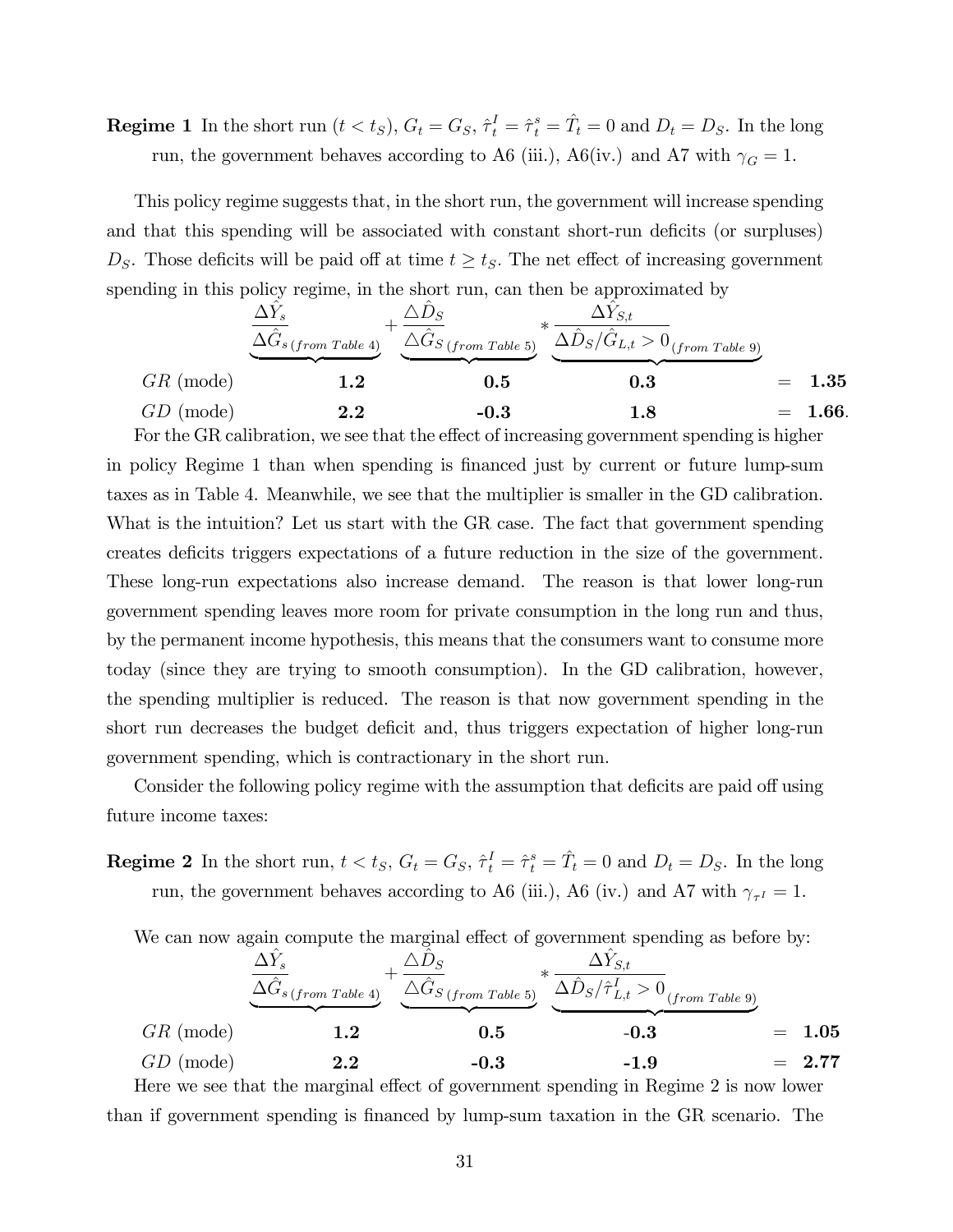**Regime 1** In the short run ($t < t_S$), $G_t = G_S$, $\hat{\tau}^I_t = \hat{\tau}^s_t = \hat{T}_t = 0$ and $D_t = D_S$. In the long run, the government behaves according to A6 (iii.), A6(iv.) and A7 with $\gamma_G = 1$.

This policy regime suggests that, in the short run, the government will increase spending and that this spending will be associated with constant short-run deficits (or surpluses) $D_S$. Those deficits will be paid off at time $t \geq t_S$. The net effect of increasing government spending in this policy regime, in the short run, can then be approximated by

$$
\begin{array}{lcccccc}
 & \underbrace{\frac{\Delta \hat{Y}_s}{\Delta \hat{G}_s}_{(from\ Table\ 4)}} & + & \underbrace{\frac{\triangle \hat{D}_S}{\triangle \hat{G}_S}_{(from\ Table\ 5)}} & * & \underbrace{\frac{\Delta \hat{Y}_{S,t}}{\Delta \hat{D}_S / \hat{G}_{L,t} > 0}_{(from\ Table\ 9)}} & \\
GR \text{ (mode)} & \mathbf{1.2} & & \mathbf{0.5} & & \mathbf{0.3} & = \mathbf{1.35} \\
GD \text{ (mode)} & \mathbf{2.2} & & \mathbf{-0.3} & & \mathbf{1.8} & = \mathbf{1.66}.
\end{array}
$$

For the GR calibration, we see that the effect of increasing government spending is higher in policy Regime 1 than when spending is financed just by current or future lump-sum taxes as in Table 4. Meanwhile, we see that the multiplier is smaller in the GD calibration. What is the intuition? Let us start with the GR case. The fact that government spending creates deficits triggers expectations of a future reduction in the size of the government. These long-run expectations also increase demand. The reason is that lower long-run government spending leaves more room for private consumption in the long run and thus, by the permanent income hypothesis, this means that the consumers want to consume more today (since they are trying to smooth consumption). In the GD calibration, however, the spending multiplier is reduced. The reason is that now government spending in the short run decreases the budget deficit and, thus triggers expectation of higher long-run government spending, which is contractionary in the short run.

Consider the following policy regime with the assumption that deficits are paid off using future income taxes:

**Regime 2** In the short run, $t < t_S$, $G_t = G_S$, $\hat{\tau}^I_t = \hat{\tau}^s_t = \hat{T}_t = 0$ and $D_t = D_S$. In the long run, the government behaves according to A6 (iii.), A6 (iv.) and A7 with $\gamma_{\tau^I} = 1$.

We can now again compute the marginal effect of government spending as before by:

$$
\begin{array}{lcccccc}
 & \underbrace{\frac{\Delta \hat{Y}_s}{\Delta \hat{G}_s}_{(from\ Table\ 4)}} & + & \underbrace{\frac{\triangle \hat{D}_S}{\triangle \hat{G}_S}_{(from\ Table\ 5)}} & * & \underbrace{\frac{\Delta \hat{Y}_{S,t}}{\Delta \hat{D}_S / \hat{\tau}^I_{L,t} > 0}_{(from\ Table\ 9)}} & \\
GR \text{ (mode)} & \mathbf{1.2} & & \mathbf{0.5} & & \mathbf{-0.3} & = \mathbf{1.05} \\
GD \text{ (mode)} & \mathbf{2.2} & & \mathbf{-0.3} & & \mathbf{-1.9} & = \mathbf{2.77}
\end{array}
$$

Here we see that the marginal effect of government spending in Regime 2 is now lower than if government spending is financed by lump-sum taxation in the GR scenario. The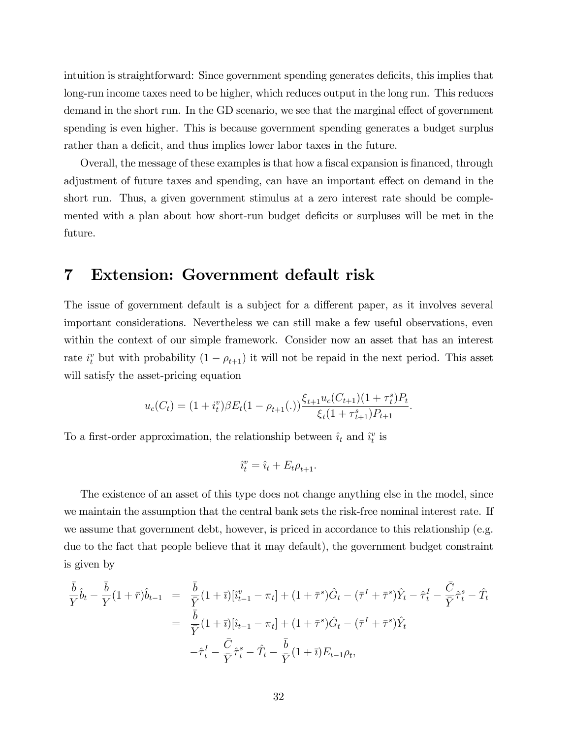intuition is straightforward: Since government spending generates deficits, this implies that long-run income taxes need to be higher, which reduces output in the long run. This reduces demand in the short run. In the GD scenario, we see that the marginal effect of government spending is even higher. This is because government spending generates a budget surplus rather than a deficit, and thus implies lower labor taxes in the future.

Overall, the message of these examples is that how a fiscal expansion is financed, through adjustment of future taxes and spending, can have an important effect on demand in the short run. Thus, a given government stimulus at a zero interest rate should be complemented with a plan about how short-run budget deficits or surpluses will be met in the future.

# 7 Extension: Government default risk

The issue of government default is a subject for a different paper, as it involves several important considerations. Nevertheless we can still make a few useful observations, even within the context of our simple framework. Consider now an asset that has an interest rate $i_t^v$ but with probability $(1-\rho_{t+1})$ it will not be repaid in the next period. This asset will satisfy the asset-pricing equation

$$u_c(C_t) = (1+i_t^v)\beta E_t(1-\rho_{t+1}(.))\frac{\xi_{t+1}u_c(C_{t+1})(1+\tau_t^s)P_t}{\xi_t(1+\tau_{t+1}^s)P_{t+1}}.$$

To a first-order approximation, the relationship between $\hat{\imath}_t$ and $\hat{\imath}_t^v$ is

$$\hat{\imath}_t^v = \hat{\imath}_t + E_t\rho_{t+1}.$$

The existence of an asset of this type does not change anything else in the model, since we maintain the assumption that the central bank sets the risk-free nominal interest rate. If we assume that government debt, however, is priced in accordance to this relationship (e.g. due to the fact that people believe that it may default), the government budget constraint is given by

$$\begin{aligned}
\frac{\bar{b}}{\bar{Y}}\hat{b}_t - \frac{\bar{b}}{\bar{Y}}(1+\bar{r})\hat{b}_{t-1} &= \frac{\bar{b}}{\bar{Y}}(1+\bar{\imath})[\hat{\imath}_{t-1}^v - \pi_t] + (1+\bar{\tau}^s)\hat{G}_t - (\bar{\tau}^I+\bar{\tau}^s)\hat{Y}_t - \hat{\tau}_t^I - \frac{\bar{C}}{\bar{Y}}\hat{\tau}_t^s - \hat{T}_t \\
&= \frac{\bar{b}}{\bar{Y}}(1+\bar{\imath})[\hat{\imath}_{t-1} - \pi_t] + (1+\bar{\tau}^s)\hat{G}_t - (\bar{\tau}^I+\bar{\tau}^s)\hat{Y}_t \\
&\quad -\hat{\tau}_t^I - \frac{\bar{C}}{\bar{Y}}\hat{\tau}_t^s - \hat{T}_t - \frac{\bar{b}}{\bar{Y}}(1+\bar{\imath})E_{t-1}\rho_t,
\end{aligned}$$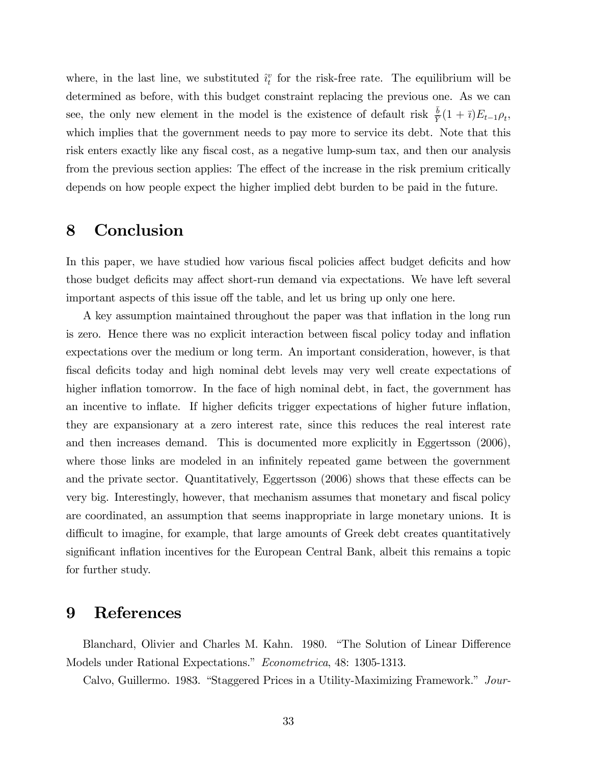where, in the last line, we substituted $\hat{\imath}_t^v$ for the risk-free rate. The equilibrium will be determined as before, with this budget constraint replacing the previous one. As we can see, the only new element in the model is the existence of default risk $\frac{\bar{b}}{\bar{Y}}(1+\bar{\imath})E_{t-1}\rho_t$, which implies that the government needs to pay more to service its debt. Note that this risk enters exactly like any fiscal cost, as a negative lump-sum tax, and then our analysis from the previous section applies: The effect of the increase in the risk premium critically depends on how people expect the higher implied debt burden to be paid in the future.

# 8 Conclusion

In this paper, we have studied how various fiscal policies affect budget deficits and how those budget deficits may affect short-run demand via expectations. We have left several important aspects of this issue off the table, and let us bring up only one here.

A key assumption maintained throughout the paper was that inflation in the long run is zero. Hence there was no explicit interaction between fiscal policy today and inflation expectations over the medium or long term. An important consideration, however, is that fiscal deficits today and high nominal debt levels may very well create expectations of higher inflation tomorrow. In the face of high nominal debt, in fact, the government has an incentive to inflate. If higher deficits trigger expectations of higher future inflation, they are expansionary at a zero interest rate, since this reduces the real interest rate and then increases demand. This is documented more explicitly in Eggertsson (2006), where those links are modeled in an infinitely repeated game between the government and the private sector. Quantitatively, Eggertsson (2006) shows that these effects can be very big. Interestingly, however, that mechanism assumes that monetary and fiscal policy are coordinated, an assumption that seems inappropriate in large monetary unions. It is difficult to imagine, for example, that large amounts of Greek debt creates quantitatively significant inflation incentives for the European Central Bank, albeit this remains a topic for further study.

# 9 References

Blanchard, Olivier and Charles M. Kahn. 1980. "The Solution of Linear Difference Models under Rational Expectations." *Econometrica*, 48: 1305-1313.

Calvo, Guillermo. 1983. "Staggered Prices in a Utility-Maximizing Framework." *Jour-*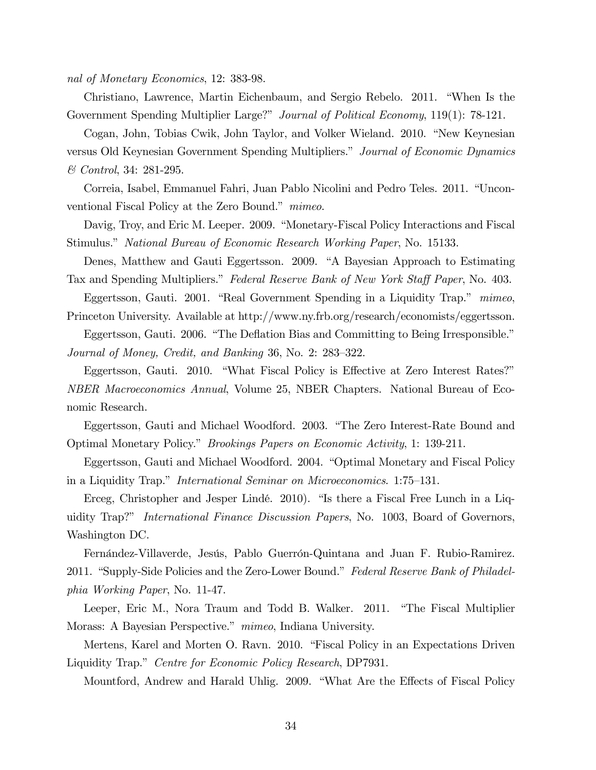*nal of Monetary Economics*, 12: 383-98.

Christiano, Lawrence, Martin Eichenbaum, and Sergio Rebelo. 2011. "When Is the Government Spending Multiplier Large?" *Journal of Political Economy*, 119(1): 78-121.

Cogan, John, Tobias Cwik, John Taylor, and Volker Wieland. 2010. "New Keynesian versus Old Keynesian Government Spending Multipliers." *Journal of Economic Dynamics & Control*, 34: 281-295.

Correia, Isabel, Emmanuel Fahri, Juan Pablo Nicolini and Pedro Teles. 2011. "Unconventional Fiscal Policy at the Zero Bound." *mimeo*.

Davig, Troy, and Eric M. Leeper. 2009. "Monetary-Fiscal Policy Interactions and Fiscal Stimulus." *National Bureau of Economic Research Working Paper*, No. 15133.

Denes, Matthew and Gauti Eggertsson. 2009. "A Bayesian Approach to Estimating Tax and Spending Multipliers." *Federal Reserve Bank of New York Staff Paper*, No. 403.

Eggertsson, Gauti. 2001. "Real Government Spending in a Liquidity Trap." *mimeo*, Princeton University. Available at http://www.ny.frb.org/research/economists/eggertsson.

Eggertsson, Gauti. 2006. "The Deflation Bias and Committing to Being Irresponsible." *Journal of Money, Credit, and Banking* 36, No. 2: 283–322.

Eggertsson, Gauti. 2010. "What Fiscal Policy is Effective at Zero Interest Rates?" *NBER Macroeconomics Annual*, Volume 25, NBER Chapters. National Bureau of Economic Research.

Eggertsson, Gauti and Michael Woodford. 2003. "The Zero Interest-Rate Bound and Optimal Monetary Policy." *Brookings Papers on Economic Activity*, 1: 139-211.

Eggertsson, Gauti and Michael Woodford. 2004. "Optimal Monetary and Fiscal Policy in a Liquidity Trap." *International Seminar on Microeconomics*. 1:75–131.

Erceg, Christopher and Jesper Lindé. 2010). "Is there a Fiscal Free Lunch in a Liquidity Trap?" *International Finance Discussion Papers*, No. 1003, Board of Governors, Washington DC.

Fernández-Villaverde, Jesús, Pablo Guerrón-Quintana and Juan F. Rubio-Ramirez. 2011. "Supply-Side Policies and the Zero-Lower Bound." *Federal Reserve Bank of Philadelphia Working Paper*, No. 11-47.

Leeper, Eric M., Nora Traum and Todd B. Walker. 2011. "The Fiscal Multiplier Morass: A Bayesian Perspective." *mimeo*, Indiana University.

Mertens, Karel and Morten O. Ravn. 2010. "Fiscal Policy in an Expectations Driven Liquidity Trap." *Centre for Economic Policy Research*, DP7931.

Mountford, Andrew and Harald Uhlig. 2009. "What Are the Effects of Fiscal Policy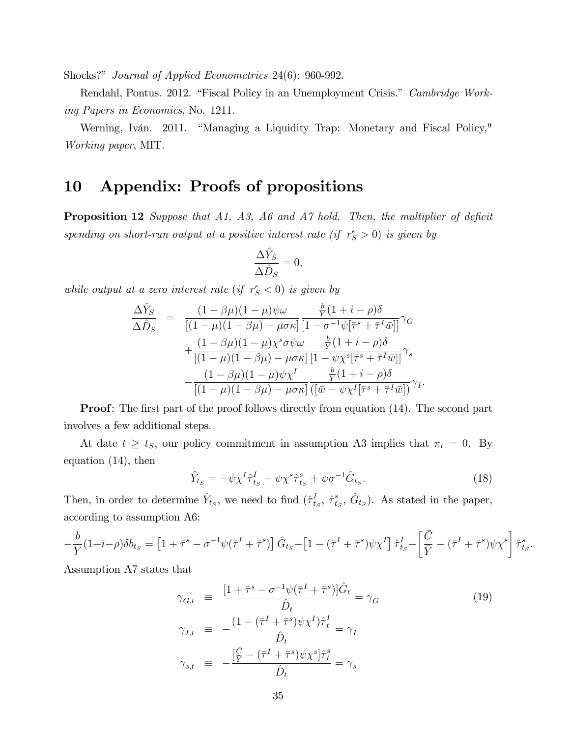Shocks?" *Journal of Applied Econometrics* 24(6): 960-992.

Rendahl, Pontus. 2012. "Fiscal Policy in an Unemployment Crisis." *Cambridge Working Papers in Economics*, No. 1211.

Werning, Iván. 2011. "Managing a Liquidity Trap: Monetary and Fiscal Policy," *Working paper*, MIT.

# 10 Appendix: Proofs of propositions

**Proposition 12** *Suppose that A1, A3, A6 and A7 hold. Then, the multiplier of deficit spending on short-run output at a positive interest rate (if $r_S^e > 0$) is given by*

$$\frac{\Delta \hat{Y}_S}{\Delta \hat{D}_S} = 0,$$

*while output at a zero interest rate (if $r_S^e < 0$) is given by*

$$\begin{aligned}
\frac{\Delta \hat{Y}_S}{\Delta \hat{D}_S} &= \frac{(1-\beta\mu)(1-\mu)\psi\omega}{[(1-\mu)(1-\beta\mu)-\mu\sigma\kappa]} \frac{\frac{b}{Y}(1+i-\rho)\delta}{[1-\sigma^{-1}\psi[\bar{\tau}^s+\bar{\tau}^I\bar{w}]]}\gamma_G \\
&+ \frac{(1-\beta\mu)(1-\mu)\chi^s\sigma\psi\omega}{[(1-\mu)(1-\beta\mu)-\mu\sigma\kappa]} \frac{\frac{b}{Y}(1+i-\rho)\delta}{[1-\psi\chi^s[\bar{\tau}^s+\bar{\tau}^I\bar{w}]]}\gamma_s \\
&- \frac{(1-\beta\mu)(1-\mu)\psi\chi^I}{[(1-\mu)(1-\beta\mu)-\mu\sigma\kappa]} \frac{\frac{b}{Y}(1+i-\rho)\delta}{([\bar{w}-\psi\chi^I[\bar{\tau}^s+\bar{\tau}^I\bar{w}])}\gamma_I.
\end{aligned}$$

**Proof**: The first part of the proof follows directly from equation (14). The second part involves a few additional steps.

At date $t \geq t_S$, our policy commitment in assumption A3 implies that $\pi_t = 0$. By equation (14), then

$$\hat{Y}_{t_S} = -\psi\chi^I\hat{\tau}^I_{t_S} - \psi\chi^s\hat{\tau}^s_{t_S} + \psi\sigma^{-1}\hat{G}_{t_S}. \tag{18}$$

Then, in order to determine $\hat{Y}_{t_S}$, we need to find $(\hat{\tau}^I_{t_S}, \hat{\tau}^s_{t_S}, \hat{G}_{t_S})$. As stated in the paper, according to assumption A6:

$$-\frac{b}{Y}(1+i-\rho)\delta b_{t_S} = \left[1+\bar{\tau}^s-\sigma^{-1}\psi(\bar{\tau}^I+\bar{\tau}^s)\right]\hat{G}_{t_S} - \left[1-(\bar{\tau}^I+\bar{\tau}^s)\psi\chi^I\right]\hat{\tau}^I_{t_S} - \left[\frac{\bar{C}}{\bar{Y}}-(\bar{\tau}^I+\bar{\tau}^s)\psi\chi^s\right]\hat{\tau}^s_{t_S}.$$

Assumption A7 states that

$$\begin{aligned}
\gamma_{G,t} &\equiv \frac{[1+\bar{\tau}^s-\sigma^{-1}\psi(\bar{\tau}^I+\bar{\tau}^s)]\hat{G}_t}{\hat{D}_t} = \gamma_G \\
\gamma_{I,t} &\equiv -\frac{(1-(\bar{\tau}^I+\bar{\tau}^s)\psi\chi^I)\hat{\tau}^I_t}{\hat{D}_t} = \gamma_I \\
\gamma_{s,t} &\equiv -\frac{[\frac{\bar{C}}{\bar{Y}}-(\bar{\tau}^I+\bar{\tau}^s)\psi\chi^s]\hat{\tau}^s_t}{\hat{D}_t} = \gamma_s
\end{aligned} \tag{19}$$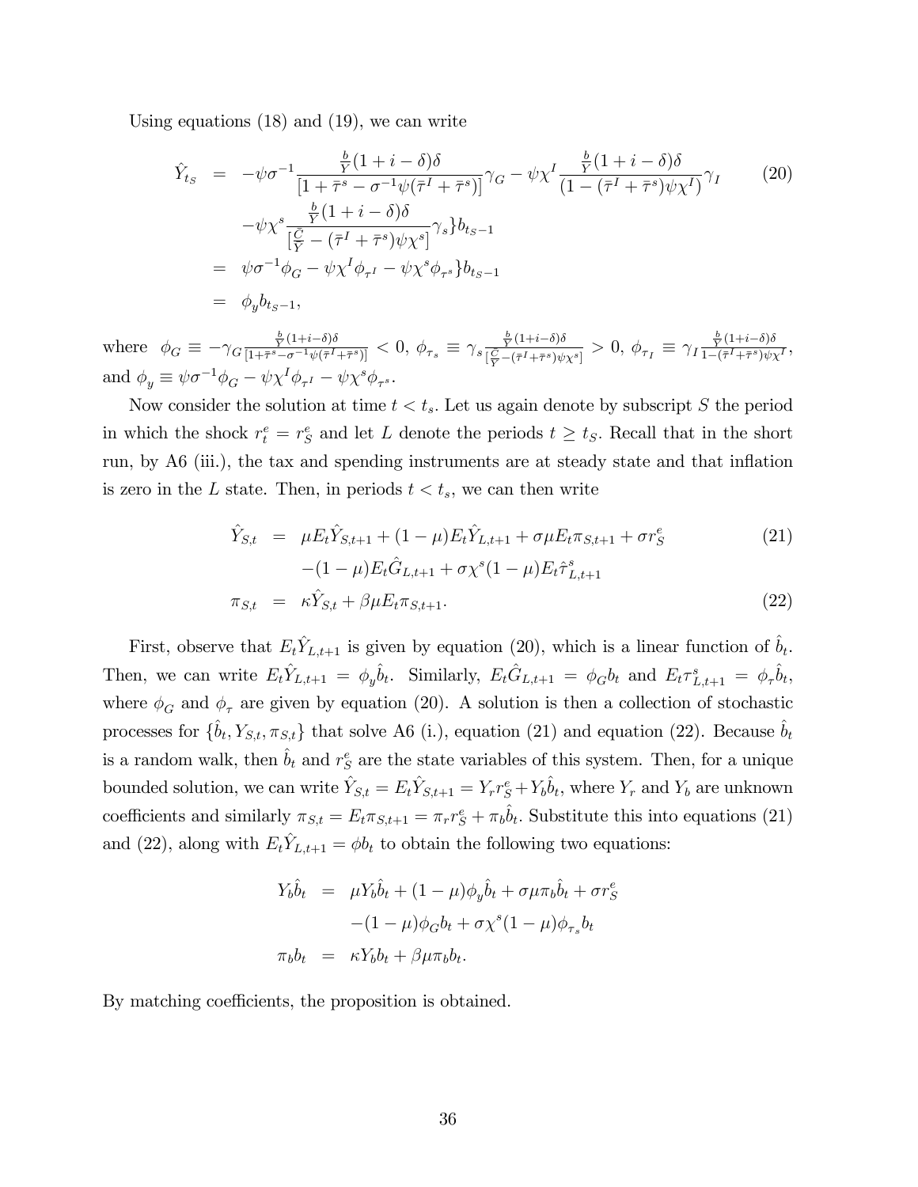Using equations (18) and (19), we can write

$$
\begin{aligned}
\hat{Y}_{t_S} &= -\psi\sigma^{-1}\frac{\frac{b}{Y}(1+i-\delta)\delta}{[1+\bar{\tau}^s-\sigma^{-1}\psi(\bar{\tau}^I+\bar{\tau}^s)]}\gamma_G - \psi\chi^I\frac{\frac{b}{Y}(1+i-\delta)\delta}{(1-(\bar{\tau}^I+\bar{\tau}^s)\psi\chi^I)}\gamma_I \qquad (20)\\
&\quad -\psi\chi^s\frac{\frac{b}{Y}(1+i-\delta)\delta}{[\frac{\bar{C}}{\bar{Y}}-(\bar{\tau}^I+\bar{\tau}^s)\psi\chi^s]}\gamma_s\}b_{t_S-1}\\
&= \psi\sigma^{-1}\phi_G - \psi\chi^I\phi_{\tau^I} - \psi\chi^s\phi_{\tau^s}\}b_{t_S-1}\\
&= \phi_y b_{t_S-1},
\end{aligned}
$$

where $\phi_G \equiv -\gamma_G\frac{\frac{b}{Y}(1+i-\delta)\delta}{[1+\bar{\tau}^s-\sigma^{-1}\psi(\bar{\tau}^I+\bar{\tau}^s)]} < 0$, $\phi_{\tau_s} \equiv \gamma_s\frac{\frac{b}{Y}(1+i-\delta)\delta}{[\frac{\bar{C}}{\bar{Y}}-(\bar{\tau}^I+\bar{\tau}^s)\psi\chi^s]} > 0$, $\phi_{\tau_I} \equiv \gamma_I\frac{\frac{b}{Y}(1+i-\delta)\delta}{1-(\bar{\tau}^I+\bar{\tau}^s)\psi\chi^I}$, and $\phi_y \equiv \psi\sigma^{-1}\phi_G - \psi\chi^I\phi_{\tau^I} - \psi\chi^s\phi_{\tau^s}$.

Now consider the solution at time $t < t_s$. Let us again denote by subscript $S$ the period in which the shock $r_t^e = r_S^e$ and let $L$ denote the periods $t \geq t_S$. Recall that in the short run, by A6 (iii.), the tax and spending instruments are at steady state and that inflation is zero in the $L$ state. Then, in periods $t < t_s$, we can then write

$$
\begin{aligned}
\hat{Y}_{S,t} &= \mu E_t\hat{Y}_{S,t+1} + (1-\mu)E_t\hat{Y}_{L,t+1} + \sigma\mu E_t\pi_{S,t+1} + \sigma r_S^e \qquad (21)\\
&\quad -(1-\mu)E_t\hat{G}_{L,t+1} + \sigma\chi^s(1-\mu)E_t\hat{\tau}^s_{L,t+1}\\
\pi_{S,t} &= \kappa\hat{Y}_{S,t} + \beta\mu E_t\pi_{S,t+1}. \qquad (22)
\end{aligned}
$$

First, observe that $E_t\hat{Y}_{L,t+1}$ is given by equation (20), which is a linear function of $\hat{b}_t$. Then, we can write $E_t\hat{Y}_{L,t+1} = \phi_y\hat{b}_t$. Similarly, $E_t\hat{G}_{L,t+1} = \phi_G b_t$ and $E_t\tau^s_{L,t+1} = \phi_\tau\hat{b}_t$, where $\phi_G$ and $\phi_\tau$ are given by equation (20). A solution is then a collection of stochastic processes for $\{\hat{b}_t, Y_{S,t}, \pi_{S,t}\}$ that solve A6 (i.), equation (21) and equation (22). Because $\hat{b}_t$ is a random walk, then $\hat{b}_t$ and $r_S^e$ are the state variables of this system. Then, for a unique bounded solution, we can write $\hat{Y}_{S,t} = E_t\hat{Y}_{S,t+1} = Y_r r_S^e + Y_b\hat{b}_t$, where $Y_r$ and $Y_b$ are unknown coefficients and similarly $\pi_{S,t} = E_t\pi_{S,t+1} = \pi_r r_S^e + \pi_b\hat{b}_t$. Substitute this into equations (21) and (22), along with $E_t\hat{Y}_{L,t+1} = \phi b_t$ to obtain the following two equations:

$$
\begin{aligned}
Y_b\hat{b}_t &= \mu Y_b\hat{b}_t + (1-\mu)\phi_y\hat{b}_t + \sigma\mu\pi_b\hat{b}_t + \sigma r_S^e\\
&\quad -(1-\mu)\phi_G b_t + \sigma\chi^s(1-\mu)\phi_{\tau_s}b_t\\
\pi_b b_t &= \kappa Y_b b_t + \beta\mu\pi_b b_t.
\end{aligned}
$$

By matching coefficients, the proposition is obtained.